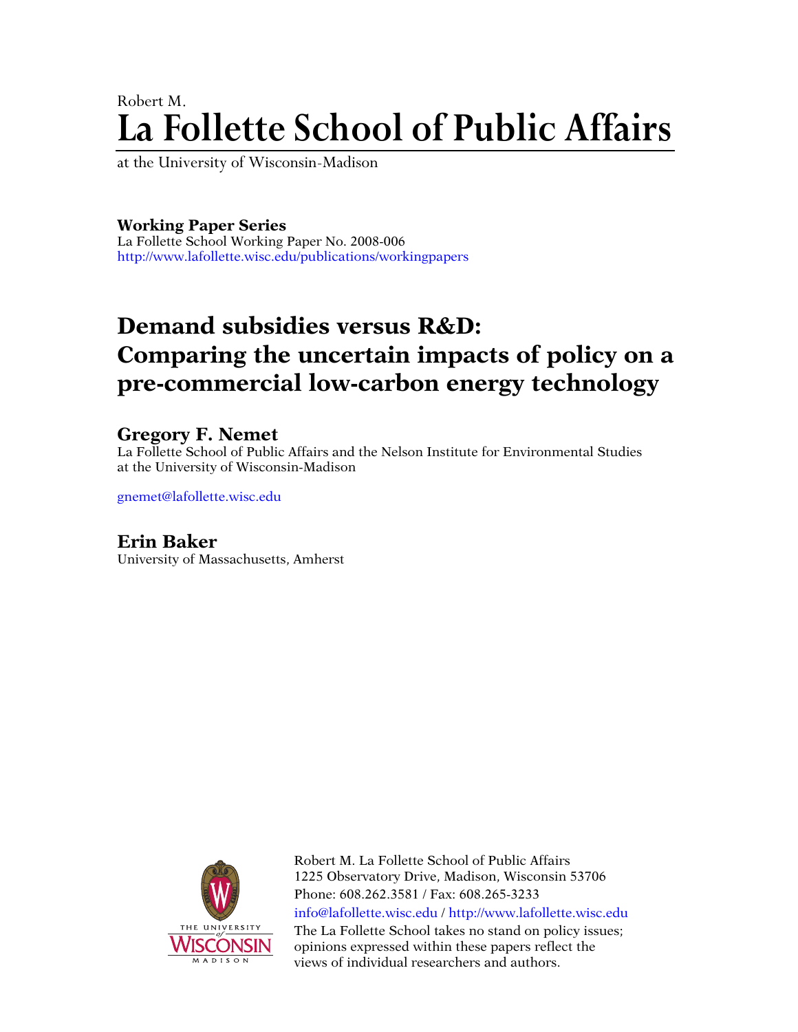Robert M.

# La Follette School of Public Affairs

at the University of Wisconsin-Madison

**Working Paper Series**
La Follette School Working Paper No. 2008-006
http://www.lafollette.wisc.edu/publications/workingpapers

## Demand subsidies versus R&D: Comparing the uncertain impacts of policy on a pre-commercial low-carbon energy technology

### Gregory F. Nemet

La Follette School of Public Affairs and the Nelson Institute for Environmental Studies at the University of Wisconsin-Madison

gnemet@lafollette.wisc.edu

### Erin Baker

University of Massachusetts, Amherst

Robert M. La Follette School of Public Affairs
1225 Observatory Drive, Madison, Wisconsin 53706
Phone: 608.262.3581 / Fax: 608.265-3233
info@lafollette.wisc.edu / http://www.lafollette.wisc.edu
The La Follette School takes no stand on policy issues; opinions expressed within these papers reflect the views of individual researchers and authors.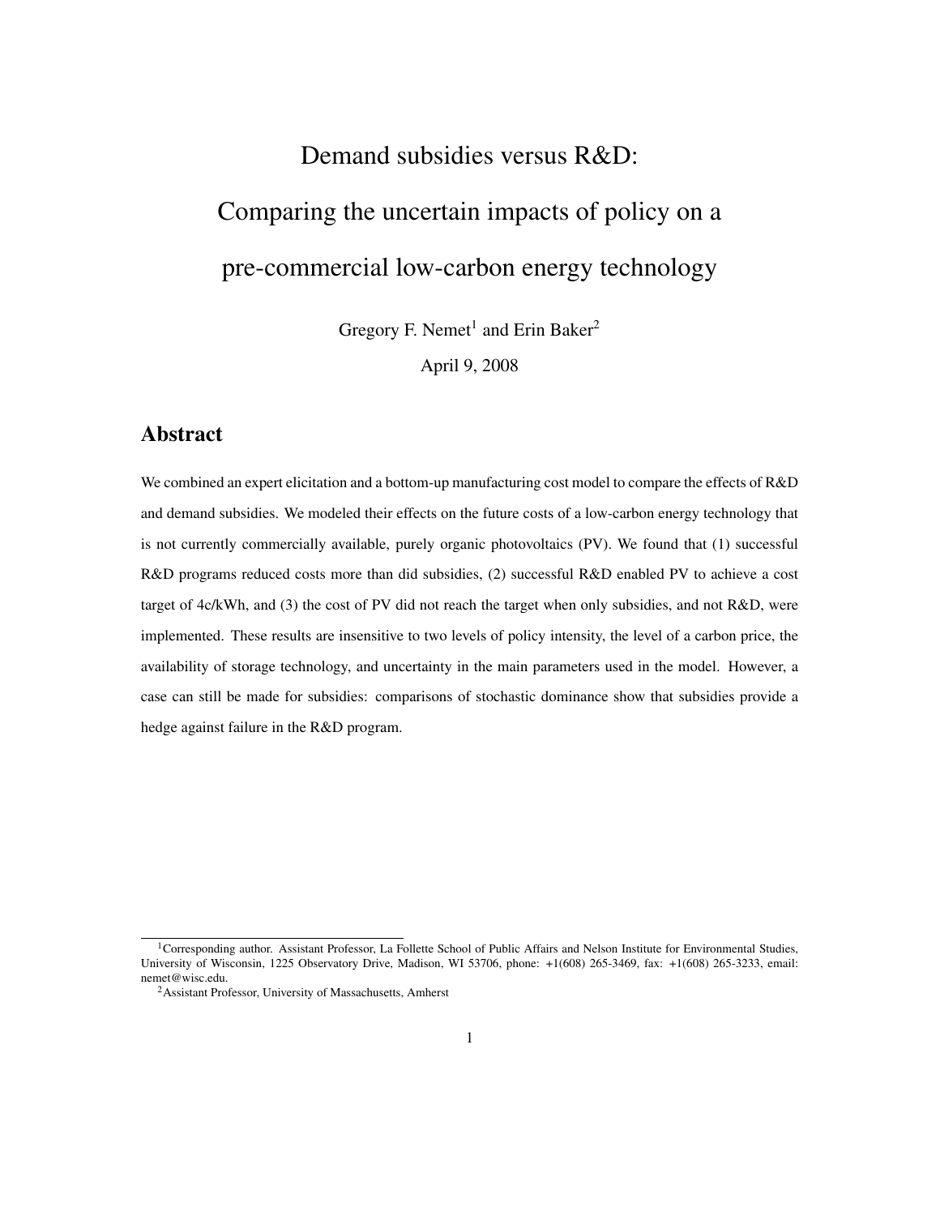# Demand subsidies versus R&D: Comparing the uncertain impacts of policy on a pre-commercial low-carbon energy technology

Gregory F. Nemet[1] and Erin Baker[2]

April 9, 2008

## Abstract

We combined an expert elicitation and a bottom-up manufacturing cost model to compare the effects of R&D and demand subsidies. We modeled their effects on the future costs of a low-carbon energy technology that is not currently commercially available, purely organic photovoltaics (PV). We found that (1) successful R&D programs reduced costs more than did subsidies, (2) successful R&D enabled PV to achieve a cost target of 4c/kWh, and (3) the cost of PV did not reach the target when only subsidies, and not R&D, were implemented. These results are insensitive to two levels of policy intensity, the level of a carbon price, the availability of storage technology, and uncertainty in the main parameters used in the model. However, a case can still be made for subsidies: comparisons of stochastic dominance show that subsidies provide a hedge against failure in the R&D program.

[1] Corresponding author. Assistant Professor, La Follette School of Public Affairs and Nelson Institute for Environmental Studies, University of Wisconsin, 1225 Observatory Drive, Madison, WI 53706, phone: +1(608) 265-3469, fax: +1(608) 265-3233, email: nemet@wisc.edu.

[2] Assistant Professor, University of Massachusetts, Amherst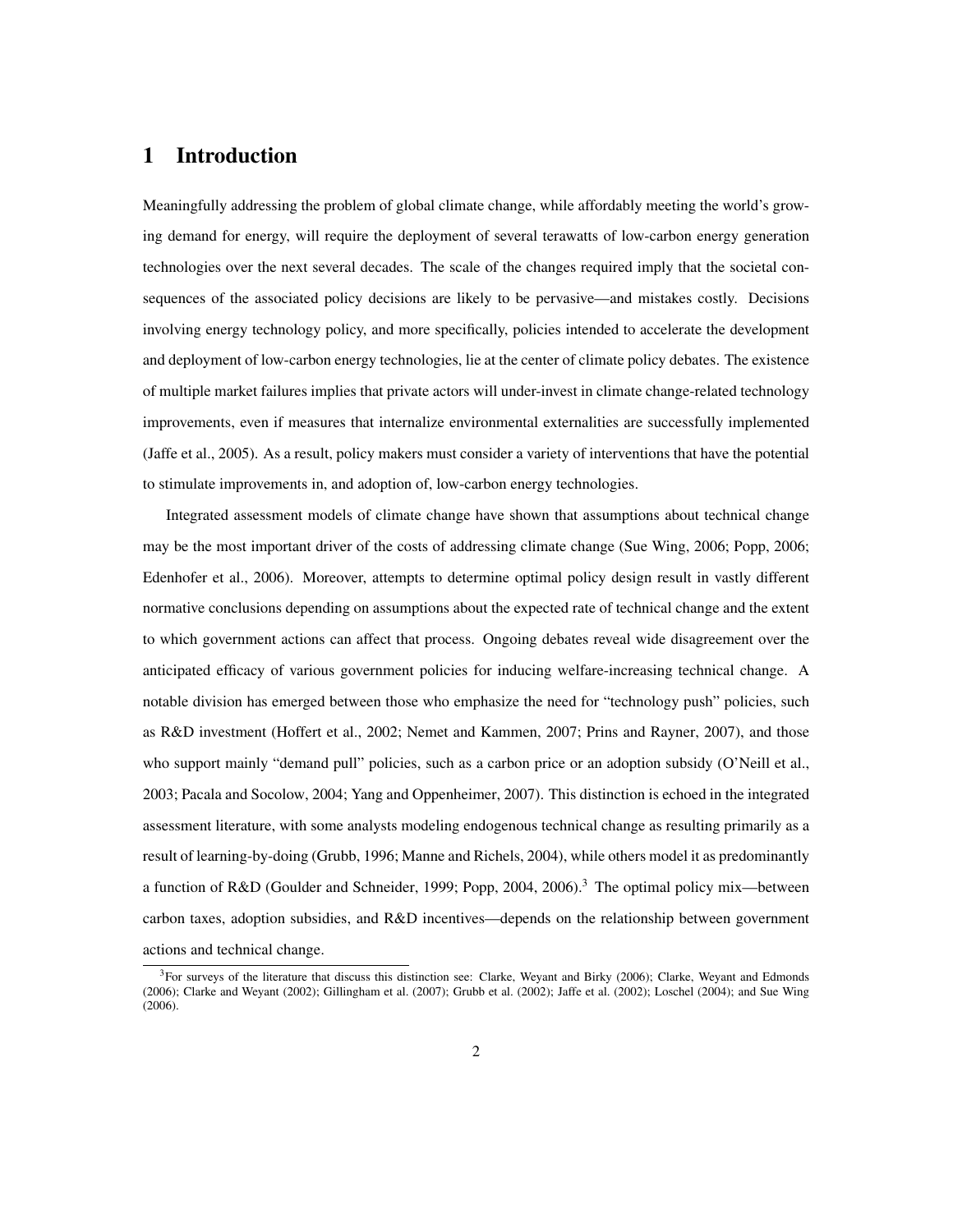# 1 Introduction

Meaningfully addressing the problem of global climate change, while affordably meeting the world's growing demand for energy, will require the deployment of several terawatts of low-carbon energy generation technologies over the next several decades. The scale of the changes required imply that the societal consequences of the associated policy decisions are likely to be pervasive—and mistakes costly. Decisions involving energy technology policy, and more specifically, policies intended to accelerate the development and deployment of low-carbon energy technologies, lie at the center of climate policy debates. The existence of multiple market failures implies that private actors will under-invest in climate change-related technology improvements, even if measures that internalize environmental externalities are successfully implemented (Jaffe et al., 2005). As a result, policy makers must consider a variety of interventions that have the potential to stimulate improvements in, and adoption of, low-carbon energy technologies.

Integrated assessment models of climate change have shown that assumptions about technical change may be the most important driver of the costs of addressing climate change (Sue Wing, 2006; Popp, 2006; Edenhofer et al., 2006). Moreover, attempts to determine optimal policy design result in vastly different normative conclusions depending on assumptions about the expected rate of technical change and the extent to which government actions can affect that process. Ongoing debates reveal wide disagreement over the anticipated efficacy of various government policies for inducing welfare-increasing technical change. A notable division has emerged between those who emphasize the need for "technology push" policies, such as R&D investment (Hoffert et al., 2002; Nemet and Kammen, 2007; Prins and Rayner, 2007), and those who support mainly "demand pull" policies, such as a carbon price or an adoption subsidy (O'Neill et al., 2003; Pacala and Socolow, 2004; Yang and Oppenheimer, 2007). This distinction is echoed in the integrated assessment literature, with some analysts modeling endogenous technical change as resulting primarily as a result of learning-by-doing (Grubb, 1996; Manne and Richels, 2004), while others model it as predominantly a function of R&D (Goulder and Schneider, 1999; Popp, 2004, 2006).[3] The optimal policy mix—between carbon taxes, adoption subsidies, and R&D incentives—depends on the relationship between government actions and technical change.

[3] For surveys of the literature that discuss this distinction see: Clarke, Weyant and Birky (2006); Clarke, Weyant and Edmonds (2006); Clarke and Weyant (2002); Gillingham et al. (2007); Grubb et al. (2002); Jaffe et al. (2002); Loschel (2004); and Sue Wing (2006).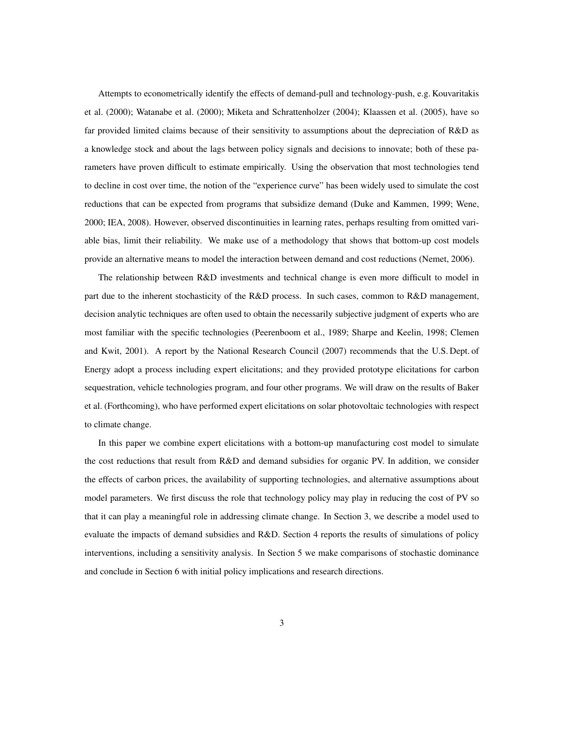Attempts to econometrically identify the effects of demand-pull and technology-push, e.g. Kouvaritakis et al. (2000); Watanabe et al. (2000); Miketa and Schrattenholzer (2004); Klaassen et al. (2005), have so far provided limited claims because of their sensitivity to assumptions about the depreciation of R&D as a knowledge stock and about the lags between policy signals and decisions to innovate; both of these parameters have proven difficult to estimate empirically. Using the observation that most technologies tend to decline in cost over time, the notion of the "experience curve" has been widely used to simulate the cost reductions that can be expected from programs that subsidize demand (Duke and Kammen, 1999; Wene, 2000; IEA, 2008). However, observed discontinuities in learning rates, perhaps resulting from omitted variable bias, limit their reliability. We make use of a methodology that shows that bottom-up cost models provide an alternative means to model the interaction between demand and cost reductions (Nemet, 2006).

The relationship between R&D investments and technical change is even more difficult to model in part due to the inherent stochasticity of the R&D process. In such cases, common to R&D management, decision analytic techniques are often used to obtain the necessarily subjective judgment of experts who are most familiar with the specific technologies (Peerenboom et al., 1989; Sharpe and Keelin, 1998; Clemen and Kwit, 2001). A report by the National Research Council (2007) recommends that the U.S. Dept. of Energy adopt a process including expert elicitations; and they provided prototype elicitations for carbon sequestration, vehicle technologies program, and four other programs. We will draw on the results of Baker et al. (Forthcoming), who have performed expert elicitations on solar photovoltaic technologies with respect to climate change.

In this paper we combine expert elicitations with a bottom-up manufacturing cost model to simulate the cost reductions that result from R&D and demand subsidies for organic PV. In addition, we consider the effects of carbon prices, the availability of supporting technologies, and alternative assumptions about model parameters. We first discuss the role that technology policy may play in reducing the cost of PV so that it can play a meaningful role in addressing climate change. In Section 3, we describe a model used to evaluate the impacts of demand subsidies and R&D. Section 4 reports the results of simulations of policy interventions, including a sensitivity analysis. In Section 5 we make comparisons of stochastic dominance and conclude in Section 6 with initial policy implications and research directions.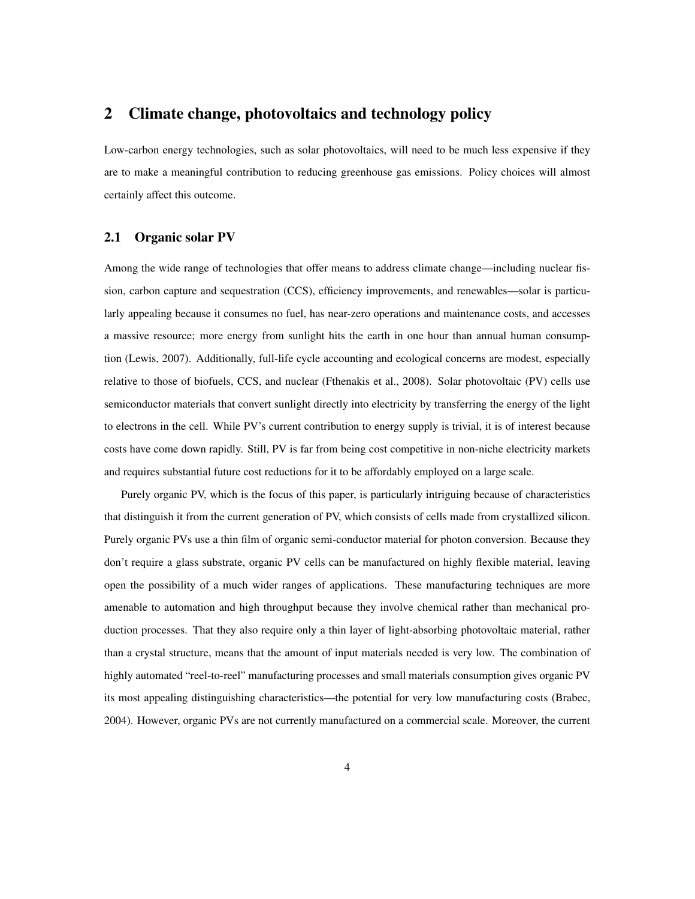## 2 Climate change, photovoltaics and technology policy

Low-carbon energy technologies, such as solar photovoltaics, will need to be much less expensive if they are to make a meaningful contribution to reducing greenhouse gas emissions. Policy choices will almost certainly affect this outcome.

### 2.1 Organic solar PV

Among the wide range of technologies that offer means to address climate change—including nuclear fission, carbon capture and sequestration (CCS), efficiency improvements, and renewables—solar is particularly appealing because it consumes no fuel, has near-zero operations and maintenance costs, and accesses a massive resource; more energy from sunlight hits the earth in one hour than annual human consumption (Lewis, 2007). Additionally, full-life cycle accounting and ecological concerns are modest, especially relative to those of biofuels, CCS, and nuclear (Fthenakis et al., 2008). Solar photovoltaic (PV) cells use semiconductor materials that convert sunlight directly into electricity by transferring the energy of the light to electrons in the cell. While PV's current contribution to energy supply is trivial, it is of interest because costs have come down rapidly. Still, PV is far from being cost competitive in non-niche electricity markets and requires substantial future cost reductions for it to be affordably employed on a large scale.

Purely organic PV, which is the focus of this paper, is particularly intriguing because of characteristics that distinguish it from the current generation of PV, which consists of cells made from crystallized silicon. Purely organic PVs use a thin film of organic semi-conductor material for photon conversion. Because they don't require a glass substrate, organic PV cells can be manufactured on highly flexible material, leaving open the possibility of a much wider ranges of applications. These manufacturing techniques are more amenable to automation and high throughput because they involve chemical rather than mechanical production processes. That they also require only a thin layer of light-absorbing photovoltaic material, rather than a crystal structure, means that the amount of input materials needed is very low. The combination of highly automated "reel-to-reel" manufacturing processes and small materials consumption gives organic PV its most appealing distinguishing characteristics—the potential for very low manufacturing costs (Brabec, 2004). However, organic PVs are not currently manufactured on a commercial scale. Moreover, the current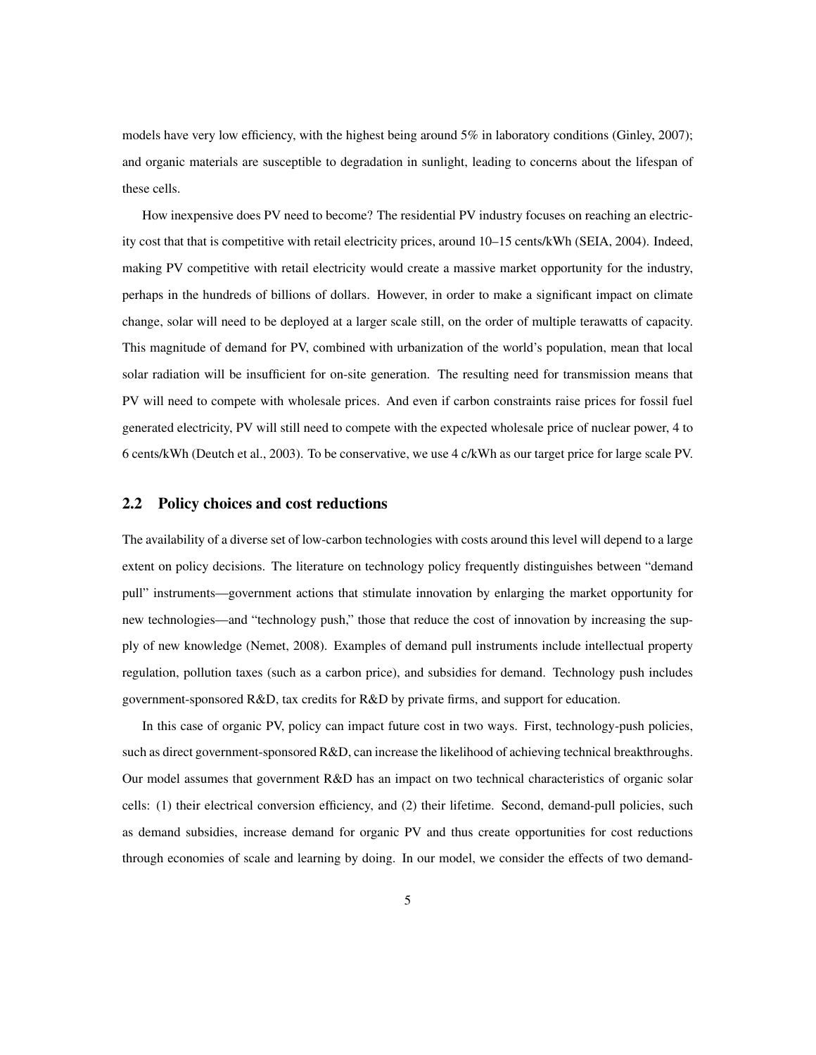models have very low efficiency, with the highest being around 5% in laboratory conditions (Ginley, 2007); and organic materials are susceptible to degradation in sunlight, leading to concerns about the lifespan of these cells.

How inexpensive does PV need to become? The residential PV industry focuses on reaching an electricity cost that that is competitive with retail electricity prices, around 10–15 cents/kWh (SEIA, 2004). Indeed, making PV competitive with retail electricity would create a massive market opportunity for the industry, perhaps in the hundreds of billions of dollars. However, in order to make a significant impact on climate change, solar will need to be deployed at a larger scale still, on the order of multiple terawatts of capacity. This magnitude of demand for PV, combined with urbanization of the world's population, mean that local solar radiation will be insufficient for on-site generation. The resulting need for transmission means that PV will need to compete with wholesale prices. And even if carbon constraints raise prices for fossil fuel generated electricity, PV will still need to compete with the expected wholesale price of nuclear power, 4 to 6 cents/kWh (Deutch et al., 2003). To be conservative, we use 4 c/kWh as our target price for large scale PV.

## 2.2 Policy choices and cost reductions

The availability of a diverse set of low-carbon technologies with costs around this level will depend to a large extent on policy decisions. The literature on technology policy frequently distinguishes between "demand pull" instruments—government actions that stimulate innovation by enlarging the market opportunity for new technologies—and "technology push," those that reduce the cost of innovation by increasing the supply of new knowledge (Nemet, 2008). Examples of demand pull instruments include intellectual property regulation, pollution taxes (such as a carbon price), and subsidies for demand. Technology push includes government-sponsored R&D, tax credits for R&D by private firms, and support for education.

In this case of organic PV, policy can impact future cost in two ways. First, technology-push policies, such as direct government-sponsored R&D, can increase the likelihood of achieving technical breakthroughs. Our model assumes that government R&D has an impact on two technical characteristics of organic solar cells: (1) their electrical conversion efficiency, and (2) their lifetime. Second, demand-pull policies, such as demand subsidies, increase demand for organic PV and thus create opportunities for cost reductions through economies of scale and learning by doing. In our model, we consider the effects of two demand-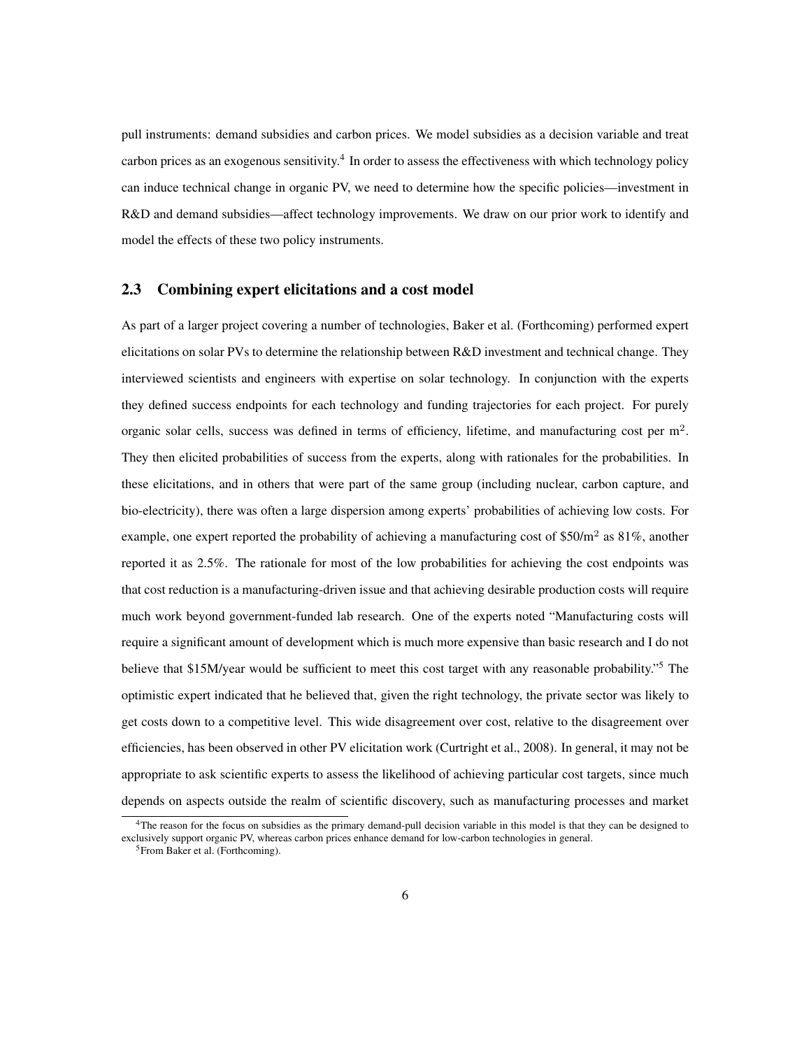pull instruments: demand subsidies and carbon prices. We model subsidies as a decision variable and treat carbon prices as an exogenous sensitivity.[4] In order to assess the effectiveness with which technology policy can induce technical change in organic PV, we need to determine how the specific policies—investment in R&D and demand subsidies—affect technology improvements. We draw on our prior work to identify and model the effects of these two policy instruments.

## 2.3 Combining expert elicitations and a cost model

As part of a larger project covering a number of technologies, Baker et al. (Forthcoming) performed expert elicitations on solar PVs to determine the relationship between R&D investment and technical change. They interviewed scientists and engineers with expertise on solar technology. In conjunction with the experts they defined success endpoints for each technology and funding trajectories for each project. For purely organic solar cells, success was defined in terms of efficiency, lifetime, and manufacturing cost per $m^2$. They then elicited probabilities of success from the experts, along with rationales for the probabilities. In these elicitations, and in others that were part of the same group (including nuclear, carbon capture, and bio-electricity), there was often a large dispersion among experts' probabilities of achieving low costs. For example, one expert reported the probability of achieving a manufacturing cost of \$50/$m^2$ as 81%, another reported it as 2.5%. The rationale for most of the low probabilities for achieving the cost endpoints was that cost reduction is a manufacturing-driven issue and that achieving desirable production costs will require much work beyond government-funded lab research. One of the experts noted "Manufacturing costs will require a significant amount of development which is much more expensive than basic research and I do not believe that \$15M/year would be sufficient to meet this cost target with any reasonable probability."[5] The optimistic expert indicated that he believed that, given the right technology, the private sector was likely to get costs down to a competitive level. This wide disagreement over cost, relative to the disagreement over efficiencies, has been observed in other PV elicitation work (Curtright et al., 2008). In general, it may not be appropriate to ask scientific experts to assess the likelihood of achieving particular cost targets, since much depends on aspects outside the realm of scientific discovery, such as manufacturing processes and market

[4]The reason for the focus on subsidies as the primary demand-pull decision variable in this model is that they can be designed to exclusively support organic PV, whereas carbon prices enhance demand for low-carbon technologies in general.

[5]From Baker et al. (Forthcoming).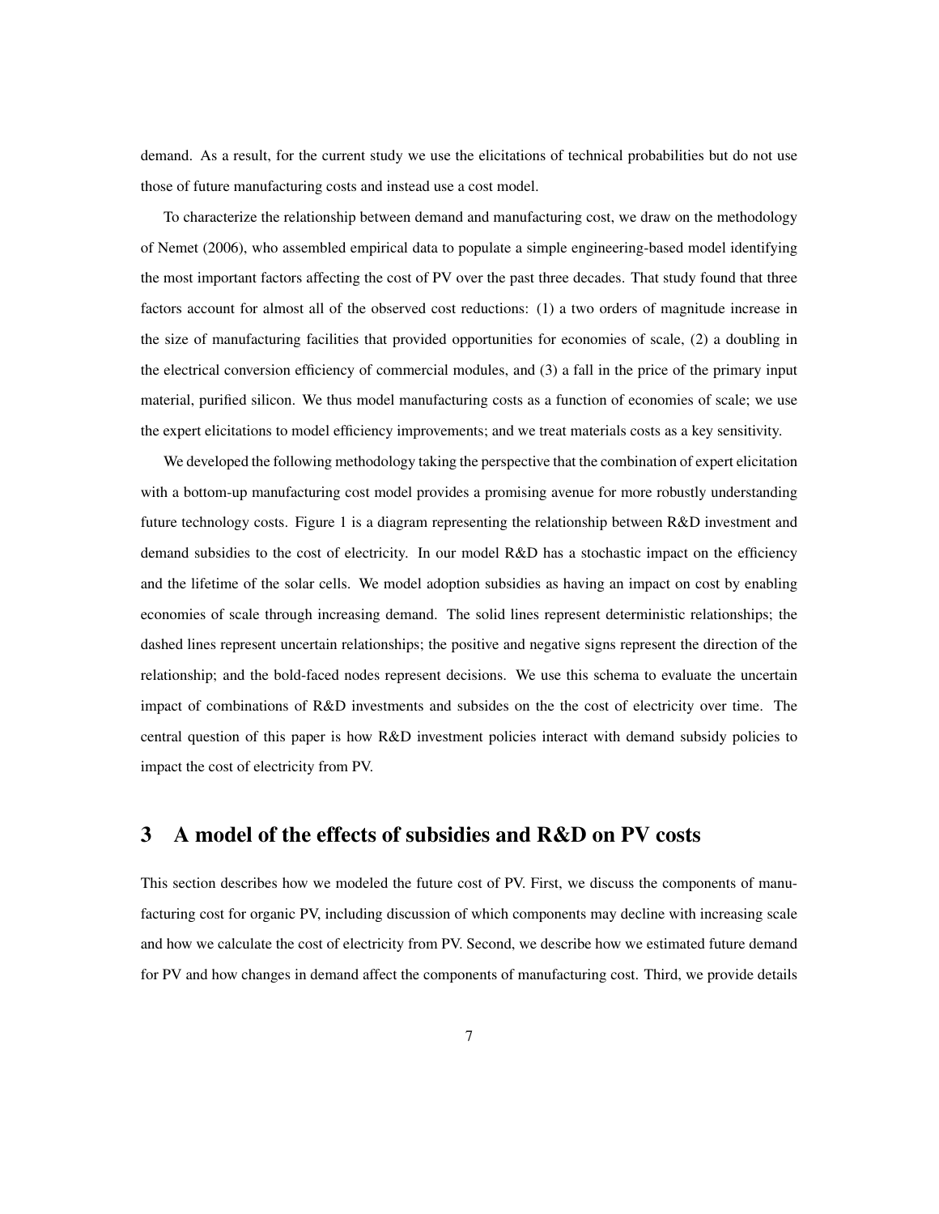demand. As a result, for the current study we use the elicitations of technical probabilities but do not use those of future manufacturing costs and instead use a cost model.

To characterize the relationship between demand and manufacturing cost, we draw on the methodology of Nemet (2006), who assembled empirical data to populate a simple engineering-based model identifying the most important factors affecting the cost of PV over the past three decades. That study found that three factors account for almost all of the observed cost reductions: (1) a two orders of magnitude increase in the size of manufacturing facilities that provided opportunities for economies of scale, (2) a doubling in the electrical conversion efficiency of commercial modules, and (3) a fall in the price of the primary input material, purified silicon. We thus model manufacturing costs as a function of economies of scale; we use the expert elicitations to model efficiency improvements; and we treat materials costs as a key sensitivity.

We developed the following methodology taking the perspective that the combination of expert elicitation with a bottom-up manufacturing cost model provides a promising avenue for more robustly understanding future technology costs. Figure 1 is a diagram representing the relationship between R&D investment and demand subsidies to the cost of electricity. In our model R&D has a stochastic impact on the efficiency and the lifetime of the solar cells. We model adoption subsidies as having an impact on cost by enabling economies of scale through increasing demand. The solid lines represent deterministic relationships; the dashed lines represent uncertain relationships; the positive and negative signs represent the direction of the relationship; and the bold-faced nodes represent decisions. We use this schema to evaluate the uncertain impact of combinations of R&D investments and subsides on the the cost of electricity over time. The central question of this paper is how R&D investment policies interact with demand subsidy policies to impact the cost of electricity from PV.

## 3 A model of the effects of subsidies and R&D on PV costs

This section describes how we modeled the future cost of PV. First, we discuss the components of manufacturing cost for organic PV, including discussion of which components may decline with increasing scale and how we calculate the cost of electricity from PV. Second, we describe how we estimated future demand for PV and how changes in demand affect the components of manufacturing cost. Third, we provide details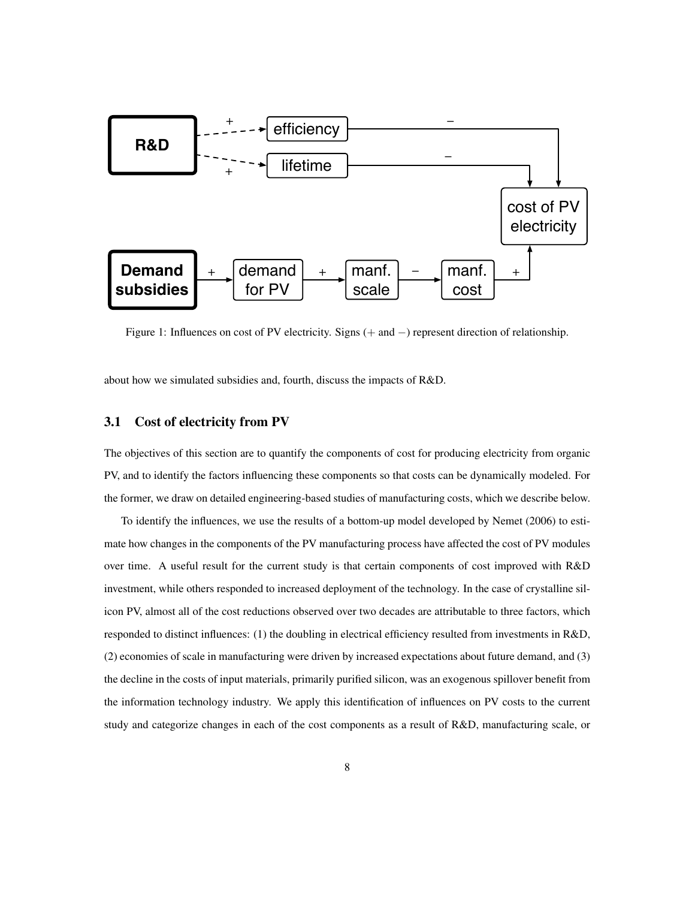Figure 1: Influences on cost of PV electricity. Signs (+ and −) represent direction of relationship.

about how we simulated subsidies and, fourth, discuss the impacts of R&D.

### 3.1 Cost of electricity from PV

The objectives of this section are to quantify the components of cost for producing electricity from organic PV, and to identify the factors influencing these components so that costs can be dynamically modeled. For the former, we draw on detailed engineering-based studies of manufacturing costs, which we describe below.

To identify the influences, we use the results of a bottom-up model developed by Nemet (2006) to estimate how changes in the components of the PV manufacturing process have affected the cost of PV modules over time. A useful result for the current study is that certain components of cost improved with R&D investment, while others responded to increased deployment of the technology. In the case of crystalline silicon PV, almost all of the cost reductions observed over two decades are attributable to three factors, which responded to distinct influences: (1) the doubling in electrical efficiency resulted from investments in R&D, (2) economies of scale in manufacturing were driven by increased expectations about future demand, and (3) the decline in the costs of input materials, primarily purified silicon, was an exogenous spillover benefit from the information technology industry. We apply this identification of influences on PV costs to the current study and categorize changes in each of the cost components as a result of R&D, manufacturing scale, or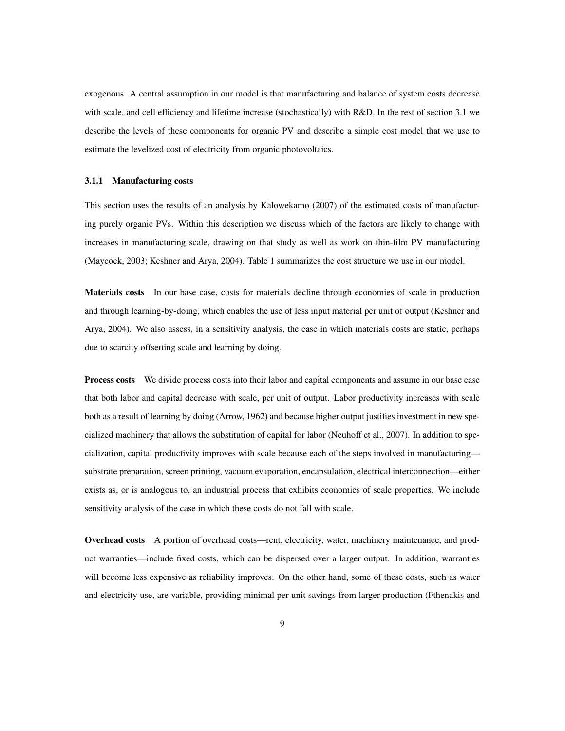exogenous. A central assumption in our model is that manufacturing and balance of system costs decrease with scale, and cell efficiency and lifetime increase (stochastically) with R&D. In the rest of section 3.1 we describe the levels of these components for organic PV and describe a simple cost model that we use to estimate the levelized cost of electricity from organic photovoltaics.

### 3.1.1 Manufacturing costs

This section uses the results of an analysis by Kalowekamo (2007) of the estimated costs of manufacturing purely organic PVs. Within this description we discuss which of the factors are likely to change with increases in manufacturing scale, drawing on that study as well as work on thin-film PV manufacturing (Maycock, 2003; Keshner and Arya, 2004). Table 1 summarizes the cost structure we use in our model.

**Materials costs** In our base case, costs for materials decline through economies of scale in production and through learning-by-doing, which enables the use of less input material per unit of output (Keshner and Arya, 2004). We also assess, in a sensitivity analysis, the case in which materials costs are static, perhaps due to scarcity offsetting scale and learning by doing.

**Process costs** We divide process costs into their labor and capital components and assume in our base case that both labor and capital decrease with scale, per unit of output. Labor productivity increases with scale both as a result of learning by doing (Arrow, 1962) and because higher output justifies investment in new specialized machinery that allows the substitution of capital for labor (Neuhoff et al., 2007). In addition to specialization, capital productivity improves with scale because each of the steps involved in manufacturing—substrate preparation, screen printing, vacuum evaporation, encapsulation, electrical interconnection—either exists as, or is analogous to, an industrial process that exhibits economies of scale properties. We include sensitivity analysis of the case in which these costs do not fall with scale.

**Overhead costs** A portion of overhead costs—rent, electricity, water, machinery maintenance, and product warranties—include fixed costs, which can be dispersed over a larger output. In addition, warranties will become less expensive as reliability improves. On the other hand, some of these costs, such as water and electricity use, are variable, providing minimal per unit savings from larger production (Fthenakis and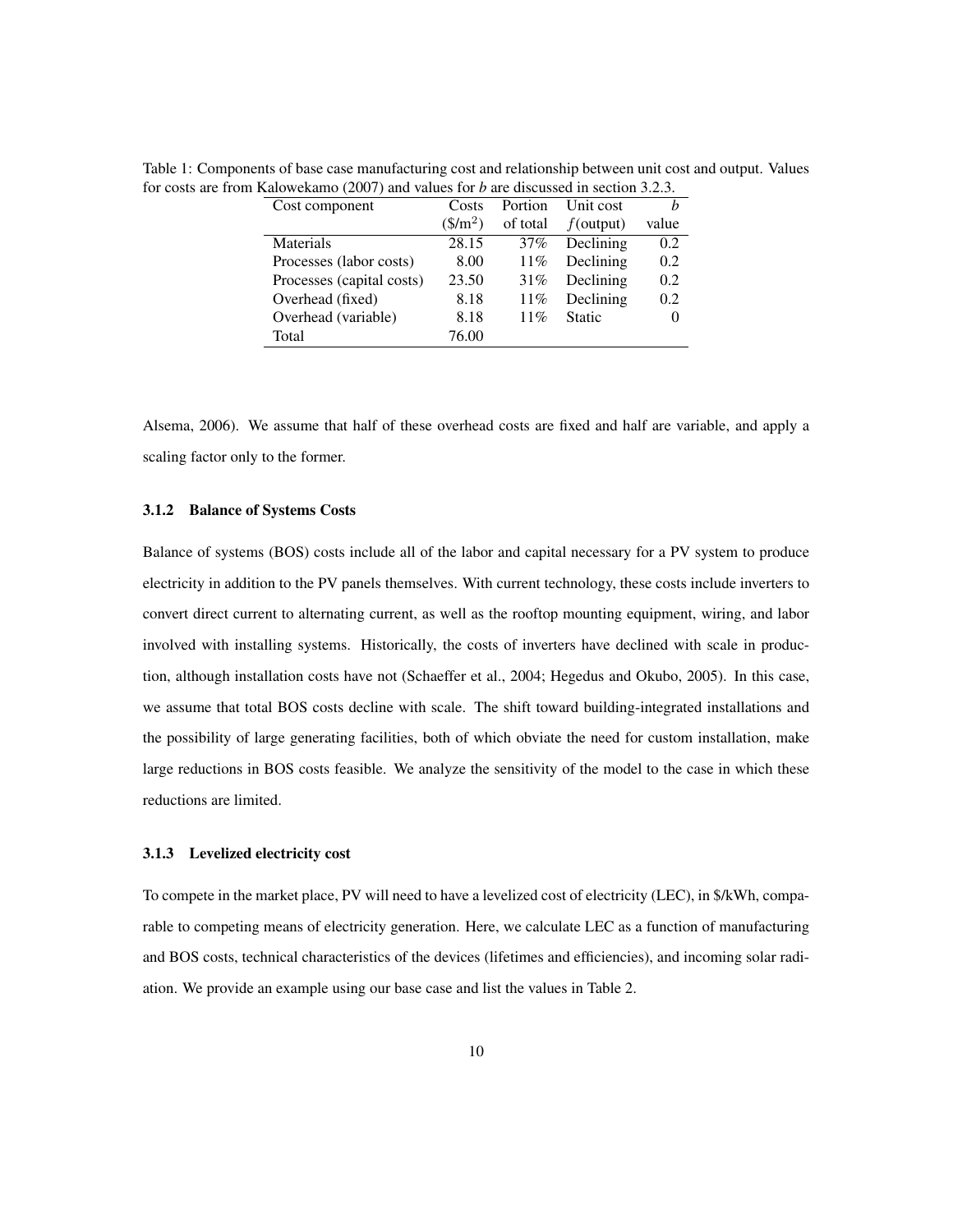Table 1: Components of base case manufacturing cost and relationship between unit cost and output. Values for costs are from Kalowekamo (2007) and values for *b* are discussed in section 3.2.3.

| Cost component | Costs ($/m$^2$) | Portion of total | Unit cost $f$(output) | $b$ value |
|---|---|---|---|---|
| Materials | 28.15 | 37% | Declining | 0.2 |
| Processes (labor costs) | 8.00 | 11% | Declining | 0.2 |
| Processes (capital costs) | 23.50 | 31% | Declining | 0.2 |
| Overhead (fixed) | 8.18 | 11% | Declining | 0.2 |
| Overhead (variable) | 8.18 | 11% | Static | 0 |
| Total | 76.00 | | | |

Alsema, 2006). We assume that half of these overhead costs are fixed and half are variable, and apply a scaling factor only to the former.

### 3.1.2 Balance of Systems Costs

Balance of systems (BOS) costs include all of the labor and capital necessary for a PV system to produce electricity in addition to the PV panels themselves. With current technology, these costs include inverters to convert direct current to alternating current, as well as the rooftop mounting equipment, wiring, and labor involved with installing systems. Historically, the costs of inverters have declined with scale in production, although installation costs have not (Schaeffer et al., 2004; Hegedus and Okubo, 2005). In this case, we assume that total BOS costs decline with scale. The shift toward building-integrated installations and the possibility of large generating facilities, both of which obviate the need for custom installation, make large reductions in BOS costs feasible. We analyze the sensitivity of the model to the case in which these reductions are limited.

### 3.1.3 Levelized electricity cost

To compete in the market place, PV will need to have a levelized cost of electricity (LEC), in $/kWh, comparable to competing means of electricity generation. Here, we calculate LEC as a function of manufacturing and BOS costs, technical characteristics of the devices (lifetimes and efficiencies), and incoming solar radiation. We provide an example using our base case and list the values in Table 2.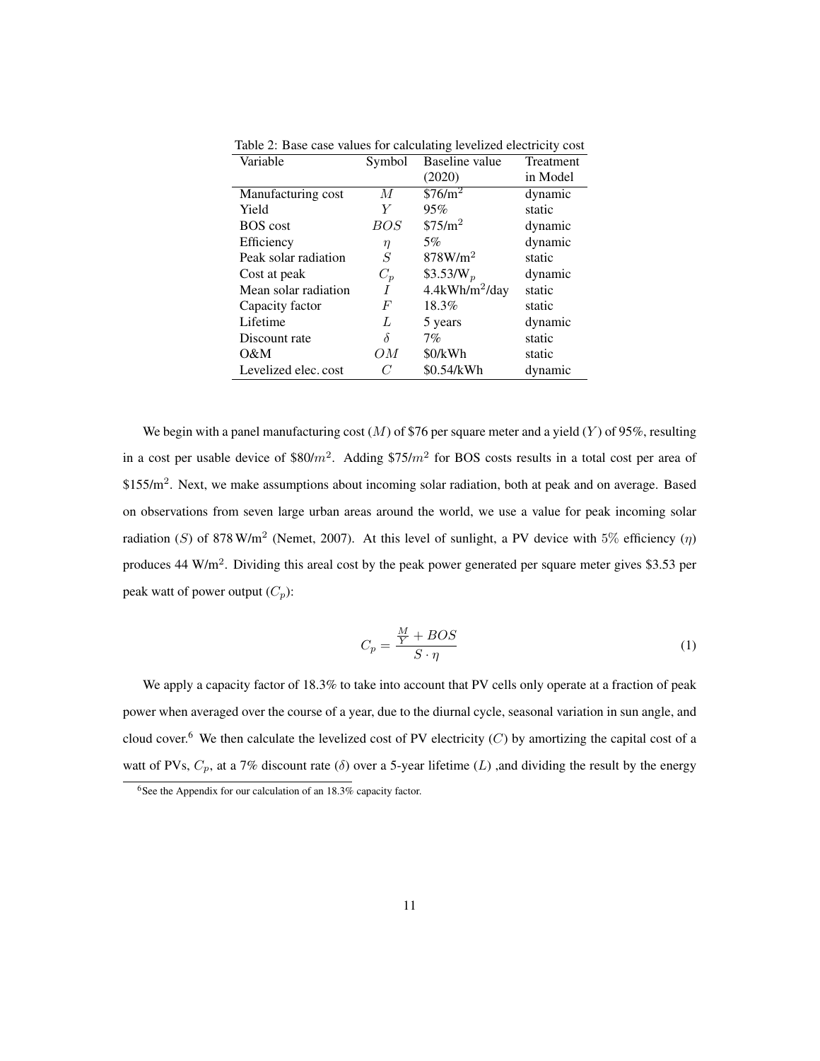Table 2: Base case values for calculating levelized electricity cost

| Variable | Symbol | Baseline value (2020) | Treatment in Model |
|---|---|---|---|
| Manufacturing cost | $M$ | \$76/m$^2$ | dynamic |
| Yield | $Y$ | 95% | static |
| BOS cost | $BOS$ | \$75/m$^2$ | dynamic |
| Efficiency | $\eta$ | 5% | dynamic |
| Peak solar radiation | $S$ | 878W/m$^2$ | static |
| Cost at peak | $C_p$ | \$3.53/W$_p$ | dynamic |
| Mean solar radiation | $I$ | 4.4kWh/m$^2$/day | static |
| Capacity factor | $F$ | 18.3% | static |
| Lifetime | $L$ | 5 years | dynamic |
| Discount rate | $\delta$ | 7% | static |
| O&M | $OM$ | \$0/kWh | static |
| Levelized elec. cost | $C$ | \$0.54/kWh | dynamic |

We begin with a panel manufacturing cost ($M$) of \$76 per square meter and a yield ($Y$) of 95%, resulting in a cost per usable device of \$80/$m^2$. Adding \$75/$m^2$ for BOS costs results in a total cost per area of \$155/m$^2$. Next, we make assumptions about incoming solar radiation, both at peak and on average. Based on observations from seven large urban areas around the world, we use a value for peak incoming solar radiation ($S$) of 878 W/m$^2$ (Nemet, 2007). At this level of sunlight, a PV device with 5% efficiency ($\eta$) produces 44 W/m$^2$. Dividing this areal cost by the peak power generated per square meter gives \$3.53 per peak watt of power output ($C_p$):

$$C_p = \frac{\frac{M}{Y} + BOS}{S \cdot \eta} \tag{1}$$

We apply a capacity factor of 18.3% to take into account that PV cells only operate at a fraction of peak power when averaged over the course of a year, due to the diurnal cycle, seasonal variation in sun angle, and cloud cover.[6] We then calculate the levelized cost of PV electricity ($C$) by amortizing the capital cost of a watt of PVs, $C_p$, at a 7% discount rate ($\delta$) over a 5-year lifetime ($L$) ,and dividing the result by the energy

[6] See the Appendix for our calculation of an 18.3% capacity factor.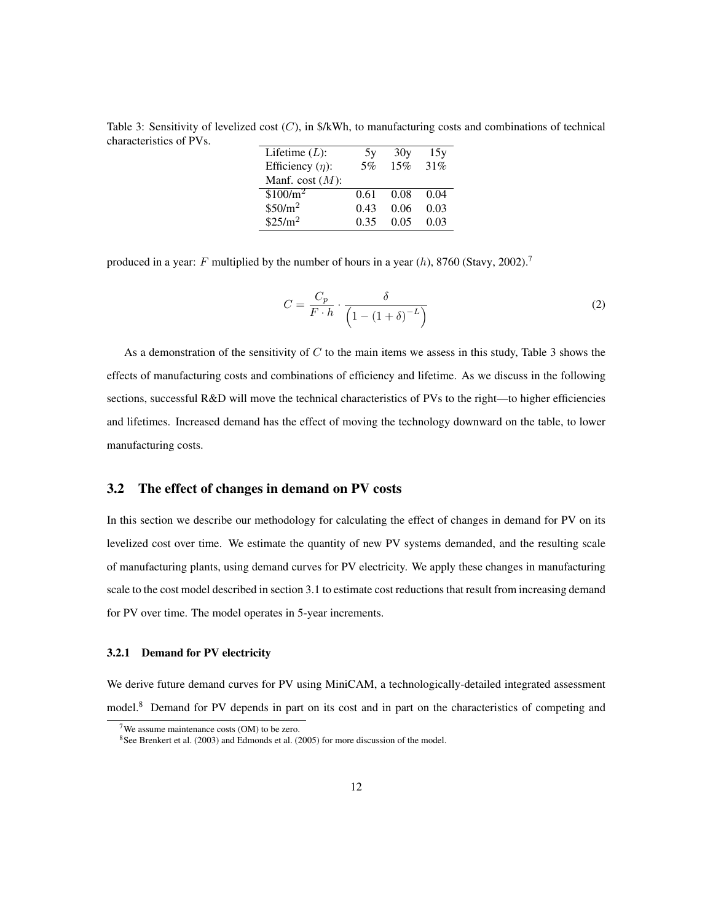Table 3: Sensitivity of levelized cost ($C$), in \$/kWh, to manufacturing costs and combinations of technical characteristics of PVs.

| Lifetime ($L$): | 5y | 30y | 15y |
|---|---|---|---|
| Efficiency ($\eta$): | 5% | 15% | 31% |
| Manf. cost ($M$): | | | |
| \$100/m$^2$ | 0.61 | 0.08 | 0.04 |
| \$50/m$^2$ | 0.43 | 0.06 | 0.03 |
| \$25/m$^2$ | 0.35 | 0.05 | 0.03 |

produced in a year: $F$ multiplied by the number of hours in a year ($h$), 8760 (Stavy, 2002).[7]

$$C = \frac{C_p}{F \cdot h} \cdot \frac{\delta}{\left(1 - (1+\delta)^{-L}\right)} \tag{2}$$

As a demonstration of the sensitivity of $C$ to the main items we assess in this study, Table 3 shows the effects of manufacturing costs and combinations of efficiency and lifetime. As we discuss in the following sections, successful R&D will move the technical characteristics of PVs to the right—to higher efficiencies and lifetimes. Increased demand has the effect of moving the technology downward on the table, to lower manufacturing costs.

## 3.2 The effect of changes in demand on PV costs

In this section we describe our methodology for calculating the effect of changes in demand for PV on its levelized cost over time. We estimate the quantity of new PV systems demanded, and the resulting scale of manufacturing plants, using demand curves for PV electricity. We apply these changes in manufacturing scale to the cost model described in section 3.1 to estimate cost reductions that result from increasing demand for PV over time. The model operates in 5-year increments.

### 3.2.1 Demand for PV electricity

We derive future demand curves for PV using MiniCAM, a technologically-detailed integrated assessment model.[8] Demand for PV depends in part on its cost and in part on the characteristics of competing and

[7] We assume maintenance costs (OM) to be zero.

[8] See Brenkert et al. (2003) and Edmonds et al. (2005) for more discussion of the model.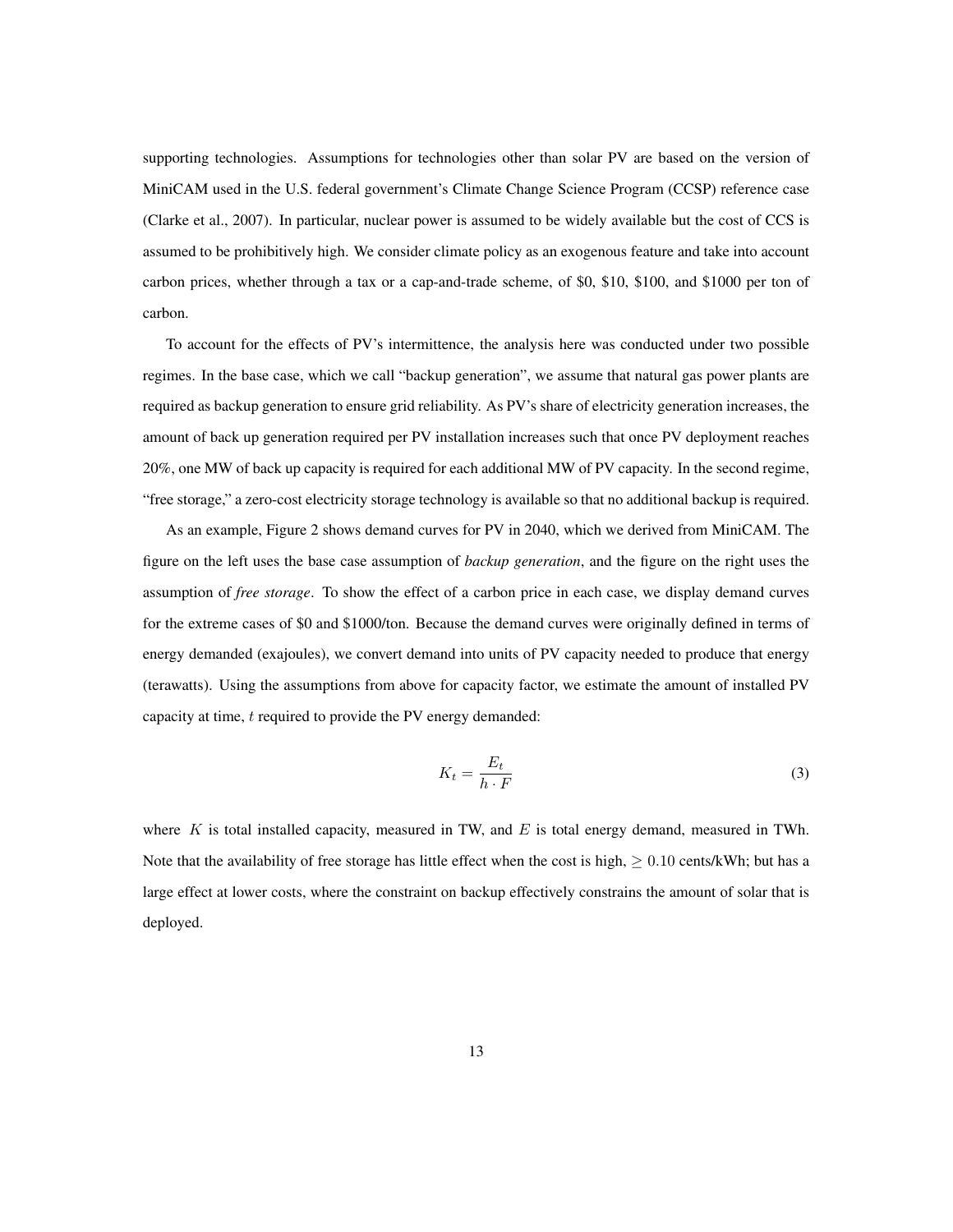supporting technologies. Assumptions for technologies other than solar PV are based on the version of MiniCAM used in the U.S. federal government's Climate Change Science Program (CCSP) reference case (Clarke et al., 2007). In particular, nuclear power is assumed to be widely available but the cost of CCS is assumed to be prohibitively high. We consider climate policy as an exogenous feature and take into account carbon prices, whether through a tax or a cap-and-trade scheme, of \$0, \$10, \$100, and \$1000 per ton of carbon.

To account for the effects of PV's intermittence, the analysis here was conducted under two possible regimes. In the base case, which we call "backup generation", we assume that natural gas power plants are required as backup generation to ensure grid reliability. As PV's share of electricity generation increases, the amount of back up generation required per PV installation increases such that once PV deployment reaches 20%, one MW of back up capacity is required for each additional MW of PV capacity. In the second regime, "free storage," a zero-cost electricity storage technology is available so that no additional backup is required.

As an example, Figure 2 shows demand curves for PV in 2040, which we derived from MiniCAM. The figure on the left uses the base case assumption of *backup generation*, and the figure on the right uses the assumption of *free storage*. To show the effect of a carbon price in each case, we display demand curves for the extreme cases of \$0 and \$1000/ton. Because the demand curves were originally defined in terms of energy demanded (exajoules), we convert demand into units of PV capacity needed to produce that energy (terawatts). Using the assumptions from above for capacity factor, we estimate the amount of installed PV capacity at time, $t$ required to provide the PV energy demanded:

$$K_t = \frac{E_t}{h \cdot F} \tag{3}$$

where $K$ is total installed capacity, measured in TW, and $E$ is total energy demand, measured in TWh. Note that the availability of free storage has little effect when the cost is high, $\geq 0.10$ cents/kWh; but has a large effect at lower costs, where the constraint on backup effectively constrains the amount of solar that is deployed.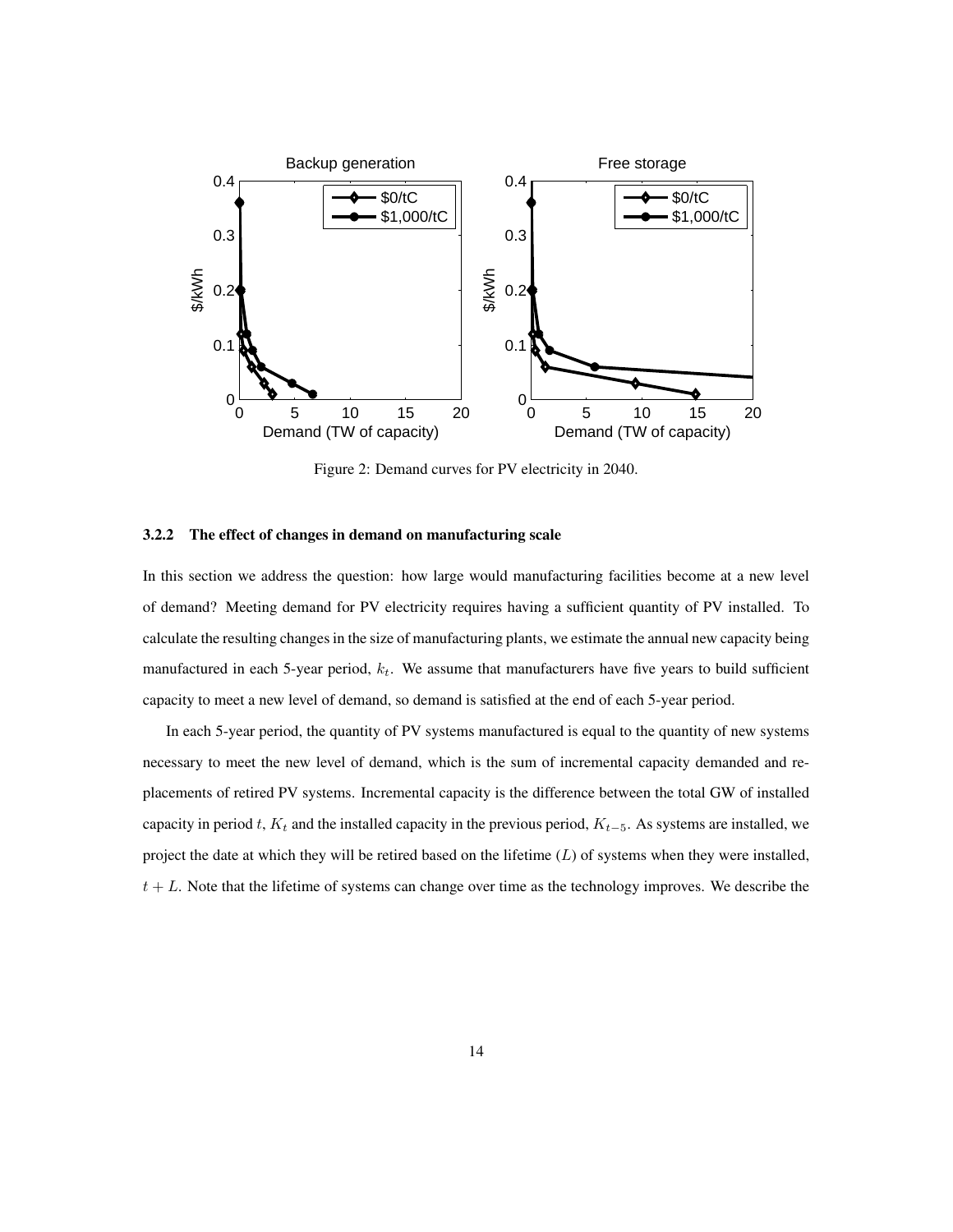Figure 2: Demand curves for PV electricity in 2040.

### 3.2.2 The effect of changes in demand on manufacturing scale

In this section we address the question: how large would manufacturing facilities become at a new level of demand? Meeting demand for PV electricity requires having a sufficient quantity of PV installed. To calculate the resulting changes in the size of manufacturing plants, we estimate the annual new capacity being manufactured in each 5-year period, $k_t$. We assume that manufacturers have five years to build sufficient capacity to meet a new level of demand, so demand is satisfied at the end of each 5-year period.

In each 5-year period, the quantity of PV systems manufactured is equal to the quantity of new systems necessary to meet the new level of demand, which is the sum of incremental capacity demanded and replacements of retired PV systems. Incremental capacity is the difference between the total GW of installed capacity in period $t$, $K_t$ and the installed capacity in the previous period, $K_{t-5}$. As systems are installed, we project the date at which they will be retired based on the lifetime ($L$) of systems when they were installed, $t + L$. Note that the lifetime of systems can change over time as the technology improves. We describe the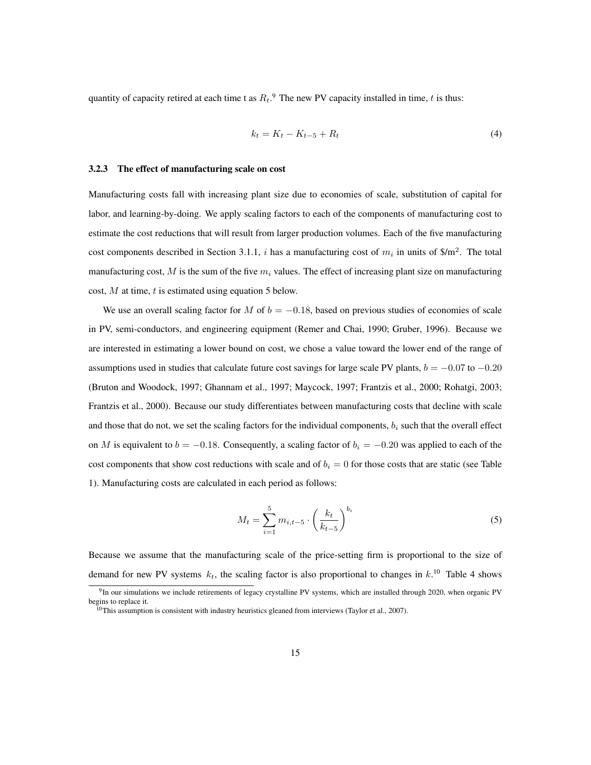quantity of capacity retired at each time t as $R_t$.[9] The new PV capacity installed in time, $t$ is thus:

$$k_t = K_t - K_{t-5} + R_t \tag{4}$$

### 3.2.3 The effect of manufacturing scale on cost

Manufacturing costs fall with increasing plant size due to economies of scale, substitution of capital for labor, and learning-by-doing. We apply scaling factors to each of the components of manufacturing cost to estimate the cost reductions that will result from larger production volumes. Each of the five manufacturing cost components described in Section 3.1.1, $i$ has a manufacturing cost of $m_i$ in units of \$/m$^2$. The total manufacturing cost, $M$ is the sum of the five $m_i$ values. The effect of increasing plant size on manufacturing cost, $M$ at time, $t$ is estimated using equation 5 below.

We use an overall scaling factor for $M$ of $b = -0.18$, based on previous studies of economies of scale in PV, semi-conductors, and engineering equipment (Remer and Chai, 1990; Gruber, 1996). Because we are interested in estimating a lower bound on cost, we chose a value toward the lower end of the range of assumptions used in studies that calculate future cost savings for large scale PV plants, $b = -0.07$ to $-0.20$ (Bruton and Woodock, 1997; Ghannam et al., 1997; Maycock, 1997; Frantzis et al., 2000; Rohatgi, 2003; Frantzis et al., 2000). Because our study differentiates between manufacturing costs that decline with scale and those that do not, we set the scaling factors for the individual components, $b_i$ such that the overall effect on $M$ is equivalent to $b = -0.18$. Consequently, a scaling factor of $b_i = -0.20$ was applied to each of the cost components that show cost reductions with scale and of $b_i = 0$ for those costs that are static (see Table 1). Manufacturing costs are calculated in each period as follows:

$$M_t = \sum_{i=1}^{5} m_{i,t-5} \cdot \left( \frac{k_t}{k_{t-5}} \right)^{b_i} \tag{5}$$

Because we assume that the manufacturing scale of the price-setting firm is proportional to the size of demand for new PV systems $k_t$, the scaling factor is also proportional to changes in $k$.[10] Table 4 shows

[9] In our simulations we include retirements of legacy crystalline PV systems, which are installed through 2020, when organic PV begins to replace it.

[10] This assumption is consistent with industry heuristics gleaned from interviews (Taylor et al., 2007).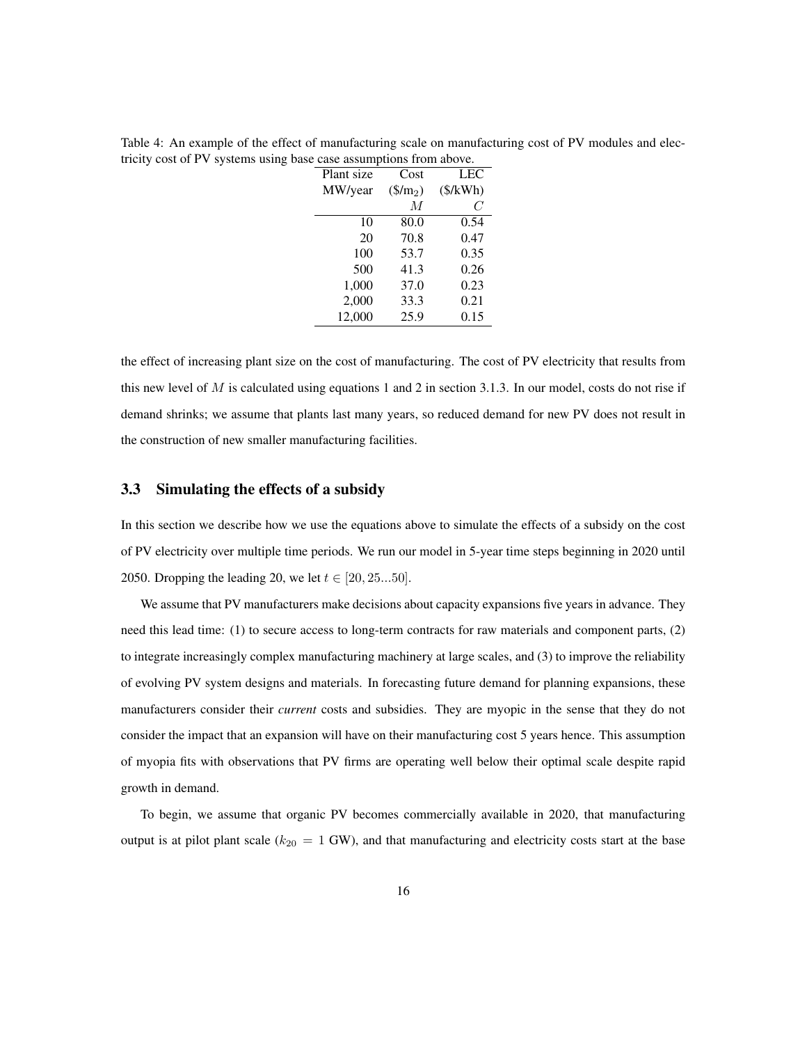Table 4: An example of the effect of manufacturing scale on manufacturing cost of PV modules and electricity cost of PV systems using base case assumptions from above.

| Plant size MW/year | Cost ($/m$_2$) $M$ | LEC ($/kWh) $C$ |
|---:|---:|---:|
| 10 | 80.0 | 0.54 |
| 20 | 70.8 | 0.47 |
| 100 | 53.7 | 0.35 |
| 500 | 41.3 | 0.26 |
| 1,000 | 37.0 | 0.23 |
| 2,000 | 33.3 | 0.21 |
| 12,000 | 25.9 | 0.15 |

the effect of increasing plant size on the cost of manufacturing. The cost of PV electricity that results from this new level of $M$ is calculated using equations 1 and 2 in section 3.1.3. In our model, costs do not rise if demand shrinks; we assume that plants last many years, so reduced demand for new PV does not result in the construction of new smaller manufacturing facilities.

## 3.3 Simulating the effects of a subsidy

In this section we describe how we use the equations above to simulate the effects of a subsidy on the cost of PV electricity over multiple time periods. We run our model in 5-year time steps beginning in 2020 until 2050. Dropping the leading 20, we let $t \in [20, 25...50]$.

We assume that PV manufacturers make decisions about capacity expansions five years in advance. They need this lead time: (1) to secure access to long-term contracts for raw materials and component parts, (2) to integrate increasingly complex manufacturing machinery at large scales, and (3) to improve the reliability of evolving PV system designs and materials. In forecasting future demand for planning expansions, these manufacturers consider their *current* costs and subsidies. They are myopic in the sense that they do not consider the impact that an expansion will have on their manufacturing cost 5 years hence. This assumption of myopia fits with observations that PV firms are operating well below their optimal scale despite rapid growth in demand.

To begin, we assume that organic PV becomes commercially available in 2020, that manufacturing output is at pilot plant scale ($k_{20} = 1$ GW), and that manufacturing and electricity costs start at the base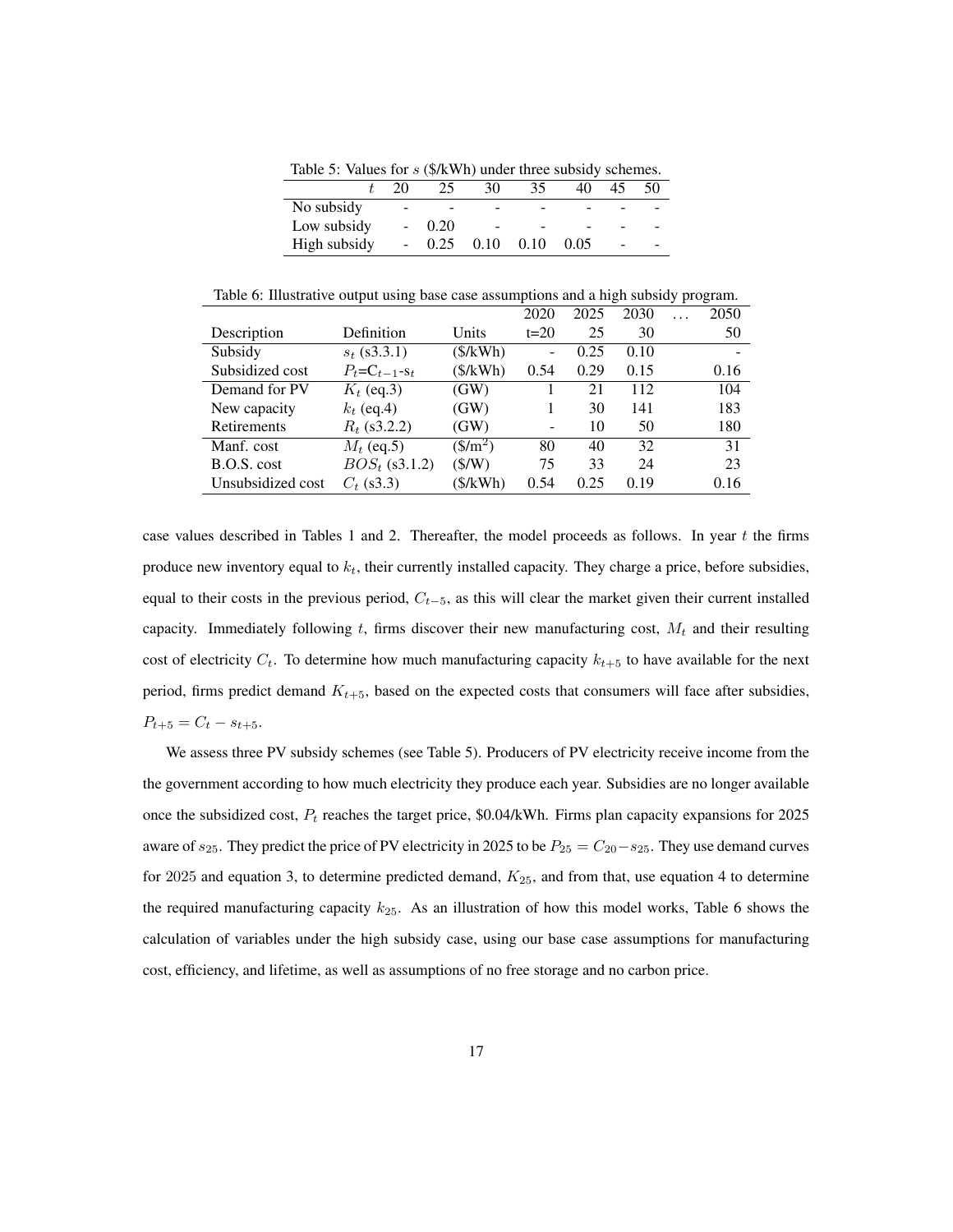Table 5: Values for $s$ ($/kWh) under three subsidy schemes.

| $t$ | 20 | 25 | 30 | 35 | 40 | 45 | 50 |
|---|---|---|---|---|---|---|---|
| No subsidy | - | - | - | - | - | - | - |
| Low subsidy | - | 0.20 | - | - | - | - | - |
| High subsidy | - | 0.25 | 0.10 | 0.10 | 0.05 | - | - |

Table 6: Illustrative output using base case assumptions and a high subsidy program.

| | | | 2020 | 2025 | 2030 | ... | 2050 |
|---|---|---|---|---|---|---|---|
| Description | Definition | Units | t=20 | 25 | 30 | | 50 |
| Subsidy | $s_t$ (s3.3.1) | ($/kWh) | - | 0.25 | 0.10 | | - |
| Subsidized cost | $P_t$=$C_{t-1}$-$s_t$ | ($/kWh) | 0.54 | 0.29 | 0.15 | | 0.16 |
| Demand for PV | $K_t$ (eq.3) | (GW) | 1 | 21 | 112 | | 104 |
| New capacity | $k_t$ (eq.4) | (GW) | 1 | 30 | 141 | | 183 |
| Retirements | $R_t$ (s3.2.2) | (GW) | - | 10 | 50 | | 180 |
| Manf. cost | $M_t$ (eq.5) | ($/m$^2$) | 80 | 40 | 32 | | 31 |
| B.O.S. cost | $BOS_t$ (s3.1.2) | ($/W) | 75 | 33 | 24 | | 23 |
| Unsubsidized cost | $C_t$ (s3.3) | ($/kWh) | 0.54 | 0.25 | 0.19 | | 0.16 |

case values described in Tables 1 and 2. Thereafter, the model proceeds as follows. In year $t$ the firms produce new inventory equal to $k_t$, their currently installed capacity. They charge a price, before subsidies, equal to their costs in the previous period, $C_{t-5}$, as this will clear the market given their current installed capacity. Immediately following $t$, firms discover their new manufacturing cost, $M_t$ and their resulting cost of electricity $C_t$. To determine how much manufacturing capacity $k_{t+5}$ to have available for the next period, firms predict demand $K_{t+5}$, based on the expected costs that consumers will face after subsidies, $P_{t+5} = C_t - s_{t+5}$.

We assess three PV subsidy schemes (see Table 5). Producers of PV electricity receive income from the the government according to how much electricity they produce each year. Subsidies are no longer available once the subsidized cost, $P_t$ reaches the target price, $0.04/kWh. Firms plan capacity expansions for 2025 aware of $s_{25}$. They predict the price of PV electricity in 2025 to be $P_{25} = C_{20} - s_{25}$. They use demand curves for 2025 and equation 3, to determine predicted demand, $K_{25}$, and from that, use equation 4 to determine the required manufacturing capacity $k_{25}$. As an illustration of how this model works, Table 6 shows the calculation of variables under the high subsidy case, using our base case assumptions for manufacturing cost, efficiency, and lifetime, as well as assumptions of no free storage and no carbon price.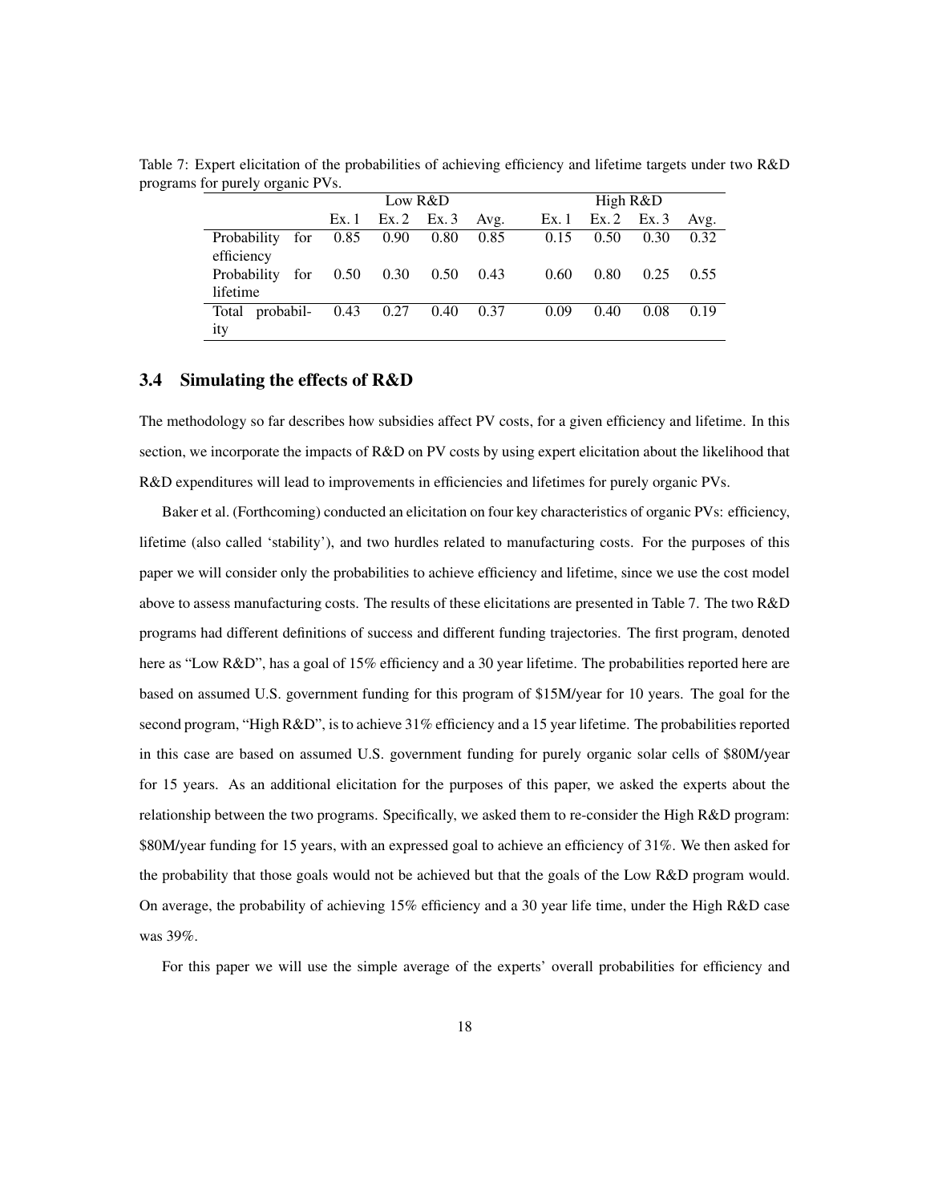Table 7: Expert elicitation of the probabilities of achieving efficiency and lifetime targets under two R&D programs for purely organic PVs.

| | Low R&D | | | | High R&D | | | |
|---|---|---|---|---|---|---|---|---|
| | Ex. 1 | Ex. 2 | Ex. 3 | Avg. | Ex. 1 | Ex. 2 | Ex. 3 | Avg. |
| Probability for efficiency | 0.85 | 0.90 | 0.80 | 0.85 | 0.15 | 0.50 | 0.30 | 0.32 |
| Probability for lifetime | 0.50 | 0.30 | 0.50 | 0.43 | 0.60 | 0.80 | 0.25 | 0.55 |
| Total probability | 0.43 | 0.27 | 0.40 | 0.37 | 0.09 | 0.40 | 0.08 | 0.19 |

### 3.4 Simulating the effects of R&D

The methodology so far describes how subsidies affect PV costs, for a given efficiency and lifetime. In this section, we incorporate the impacts of R&D on PV costs by using expert elicitation about the likelihood that R&D expenditures will lead to improvements in efficiencies and lifetimes for purely organic PVs.

Baker et al. (Forthcoming) conducted an elicitation on four key characteristics of organic PVs: efficiency, lifetime (also called 'stability'), and two hurdles related to manufacturing costs. For the purposes of this paper we will consider only the probabilities to achieve efficiency and lifetime, since we use the cost model above to assess manufacturing costs. The results of these elicitations are presented in Table 7. The two R&D programs had different definitions of success and different funding trajectories. The first program, denoted here as "Low R&D", has a goal of 15% efficiency and a 30 year lifetime. The probabilities reported here are based on assumed U.S. government funding for this program of $15M/year for 10 years. The goal for the second program, "High R&D", is to achieve 31% efficiency and a 15 year lifetime. The probabilities reported in this case are based on assumed U.S. government funding for purely organic solar cells of $80M/year for 15 years. As an additional elicitation for the purposes of this paper, we asked the experts about the relationship between the two programs. Specifically, we asked them to re-consider the High R&D program: $80M/year funding for 15 years, with an expressed goal to achieve an efficiency of 31%. We then asked for the probability that those goals would not be achieved but that the goals of the Low R&D program would. On average, the probability of achieving 15% efficiency and a 30 year life time, under the High R&D case was 39%.

For this paper we will use the simple average of the experts' overall probabilities for efficiency and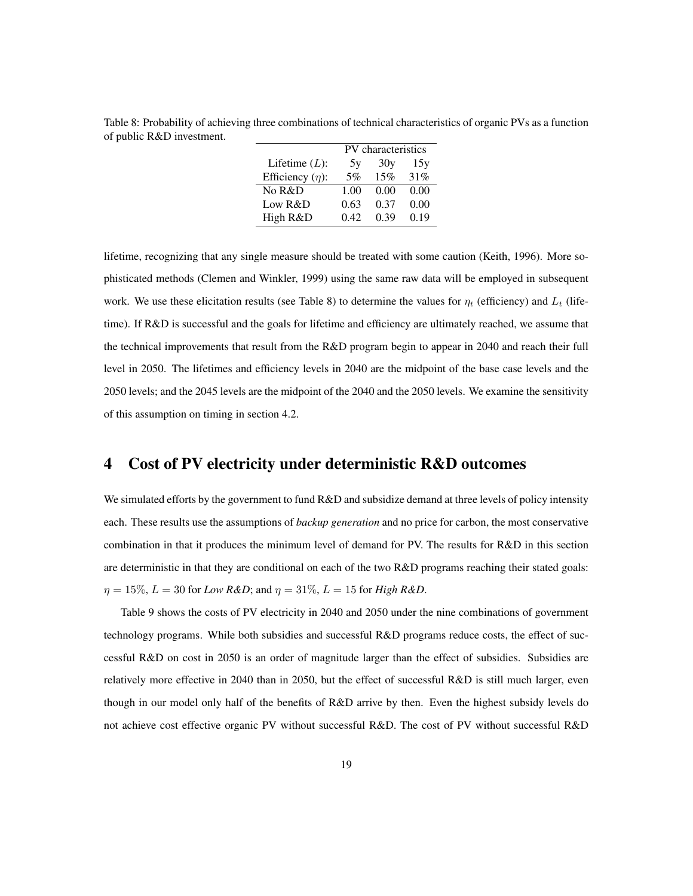Table 8: Probability of achieving three combinations of technical characteristics of organic PVs as a function of public R&D investment.

| | PV characteristics | | |
|---|---|---|---|
| Lifetime ($L$): | 5y | 30y | 15y |
| Efficiency ($\eta$): | 5% | 15% | 31% |
| No R&D | 1.00 | 0.00 | 0.00 |
| Low R&D | 0.63 | 0.37 | 0.00 |
| High R&D | 0.42 | 0.39 | 0.19 |

lifetime, recognizing that any single measure should be treated with some caution (Keith, 1996). More sophisticated methods (Clemen and Winkler, 1999) using the same raw data will be employed in subsequent work. We use these elicitation results (see Table 8) to determine the values for $\eta_t$ (efficiency) and $L_t$ (lifetime). If R&D is successful and the goals for lifetime and efficiency are ultimately reached, we assume that the technical improvements that result from the R&D program begin to appear in 2040 and reach their full level in 2050. The lifetimes and efficiency levels in 2040 are the midpoint of the base case levels and the 2050 levels; and the 2045 levels are the midpoint of the 2040 and the 2050 levels. We examine the sensitivity of this assumption on timing in section 4.2.

# 4 Cost of PV electricity under deterministic R&D outcomes

We simulated efforts by the government to fund R&D and subsidize demand at three levels of policy intensity each. These results use the assumptions of *backup generation* and no price for carbon, the most conservative combination in that it produces the minimum level of demand for PV. The results for R&D in this section are deterministic in that they are conditional on each of the two R&D programs reaching their stated goals: $\eta = 15\%$, $L = 30$ for ***Low R&D***; and $\eta = 31\%$, $L = 15$ for ***High R&D***.

Table 9 shows the costs of PV electricity in 2040 and 2050 under the nine combinations of government technology programs. While both subsidies and successful R&D programs reduce costs, the effect of successful R&D on cost in 2050 is an order of magnitude larger than the effect of subsidies. Subsidies are relatively more effective in 2040 than in 2050, but the effect of successful R&D is still much larger, even though in our model only half of the benefits of R&D arrive by then. Even the highest subsidy levels do not achieve cost effective organic PV without successful R&D. The cost of PV without successful R&D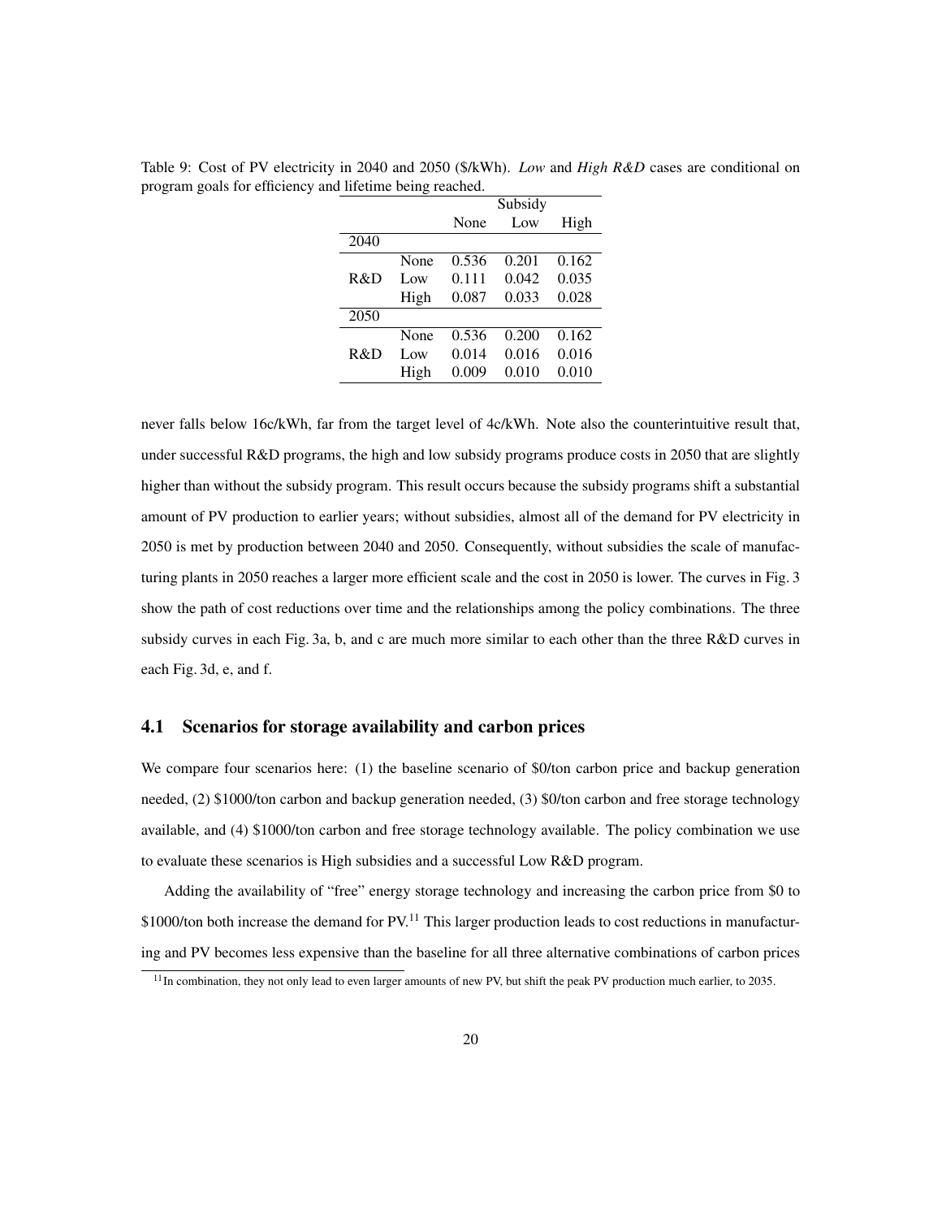Table 9: Cost of PV electricity in 2040 and 2050 ($/kWh). *Low* and *High R&D* cases are conditional on program goals for efficiency and lifetime being reached.

| | | Subsidy | | |
|---|---|---|---|---|
| | | None | Low | High |
| 2040 | | | | |
| R&D | None | 0.536 | 0.201 | 0.162 |
| | Low | 0.111 | 0.042 | 0.035 |
| | High | 0.087 | 0.033 | 0.028 |
| 2050 | | | | |
| R&D | None | 0.536 | 0.200 | 0.162 |
| | Low | 0.014 | 0.016 | 0.016 |
| | High | 0.009 | 0.010 | 0.010 |

never falls below 16c/kWh, far from the target level of 4c/kWh. Note also the counterintuitive result that, under successful R&D programs, the high and low subsidy programs produce costs in 2050 that are slightly higher than without the subsidy program. This result occurs because the subsidy programs shift a substantial amount of PV production to earlier years; without subsidies, almost all of the demand for PV electricity in 2050 is met by production between 2040 and 2050. Consequently, without subsidies the scale of manufacturing plants in 2050 reaches a larger more efficient scale and the cost in 2050 is lower. The curves in Fig. 3 show the path of cost reductions over time and the relationships among the policy combinations. The three subsidy curves in each Fig. 3a, b, and c are much more similar to each other than the three R&D curves in each Fig. 3d, e, and f.

## 4.1 Scenarios for storage availability and carbon prices

We compare four scenarios here: (1) the baseline scenario of $0/ton carbon price and backup generation needed, (2) $1000/ton carbon and backup generation needed, (3) $0/ton carbon and free storage technology available, and (4) $1000/ton carbon and free storage technology available. The policy combination we use to evaluate these scenarios is High subsidies and a successful Low R&D program.

Adding the availability of "free" energy storage technology and increasing the carbon price from $0 to $1000/ton both increase the demand for PV.[11] This larger production leads to cost reductions in manufacturing and PV becomes less expensive than the baseline for all three alternative combinations of carbon prices

[11] In combination, they not only lead to even larger amounts of new PV, but shift the peak PV production much earlier, to 2035.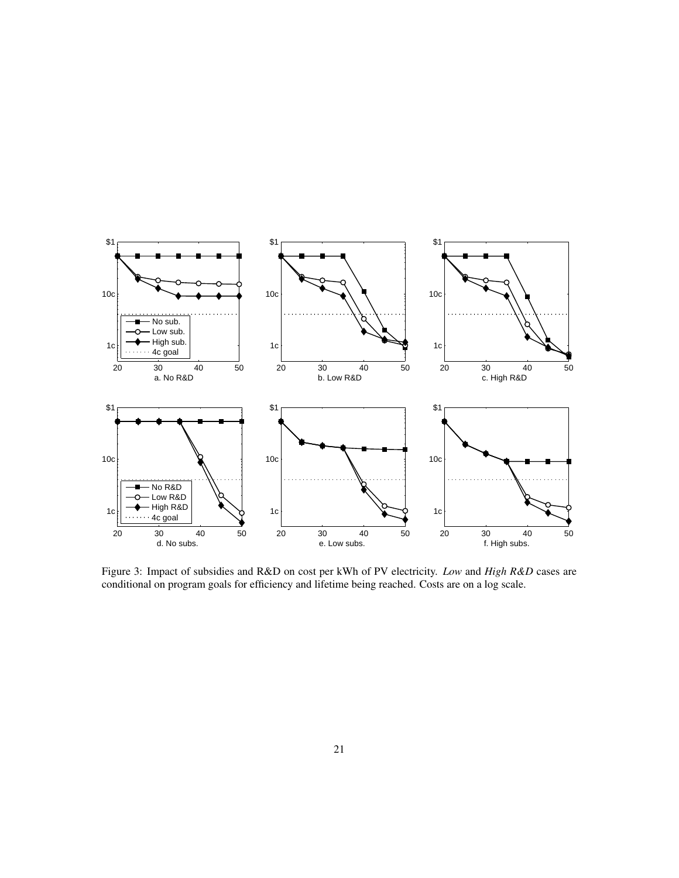Figure 3: Impact of subsidies and R&D on cost per kWh of PV electricity. *Low* and *High R&D* cases are conditional on program goals for efficiency and lifetime being reached. Costs are on a log scale.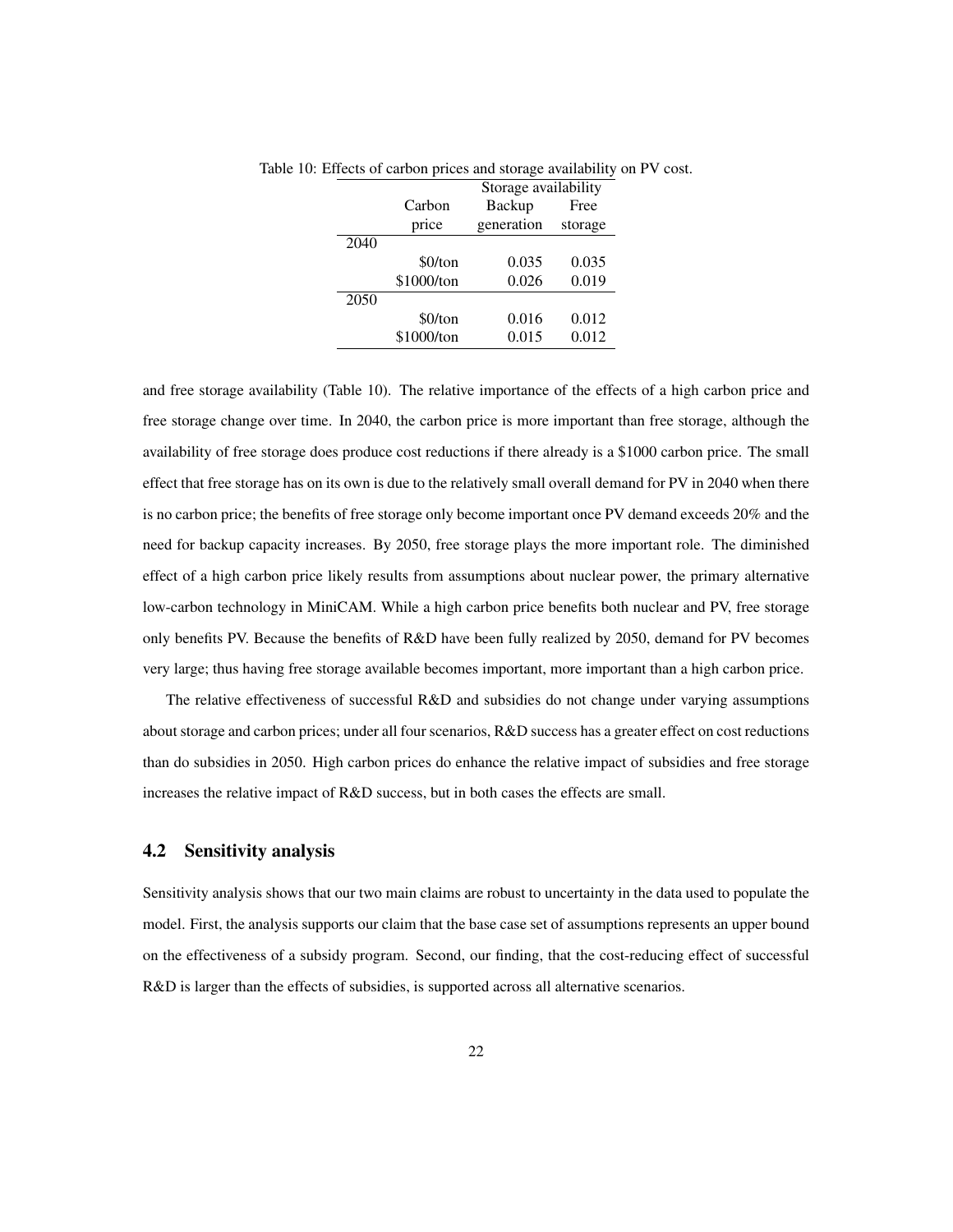Table 10: Effects of carbon prices and storage availability on PV cost.

| | Carbon price | Storage availability | |
|---|---|---|---|
| | | Backup generation | Free storage |
| 2040 | | | |
| | \$0/ton | 0.035 | 0.035 |
| | \$1000/ton | 0.026 | 0.019 |
| 2050 | | | |
| | \$0/ton | 0.016 | 0.012 |
| | \$1000/ton | 0.015 | 0.012 |

and free storage availability (Table 10). The relative importance of the effects of a high carbon price and free storage change over time. In 2040, the carbon price is more important than free storage, although the availability of free storage does produce cost reductions if there already is a \$1000 carbon price. The small effect that free storage has on its own is due to the relatively small overall demand for PV in 2040 when there is no carbon price; the benefits of free storage only become important once PV demand exceeds 20% and the need for backup capacity increases. By 2050, free storage plays the more important role. The diminished effect of a high carbon price likely results from assumptions about nuclear power, the primary alternative low-carbon technology in MiniCAM. While a high carbon price benefits both nuclear and PV, free storage only benefits PV. Because the benefits of R&D have been fully realized by 2050, demand for PV becomes very large; thus having free storage available becomes important, more important than a high carbon price.

The relative effectiveness of successful R&D and subsidies do not change under varying assumptions about storage and carbon prices; under all four scenarios, R&D success has a greater effect on cost reductions than do subsidies in 2050. High carbon prices do enhance the relative impact of subsidies and free storage increases the relative impact of R&D success, but in both cases the effects are small.

## 4.2 Sensitivity analysis

Sensitivity analysis shows that our two main claims are robust to uncertainty in the data used to populate the model. First, the analysis supports our claim that the base case set of assumptions represents an upper bound on the effectiveness of a subsidy program. Second, our finding, that the cost-reducing effect of successful R&D is larger than the effects of subsidies, is supported across all alternative scenarios.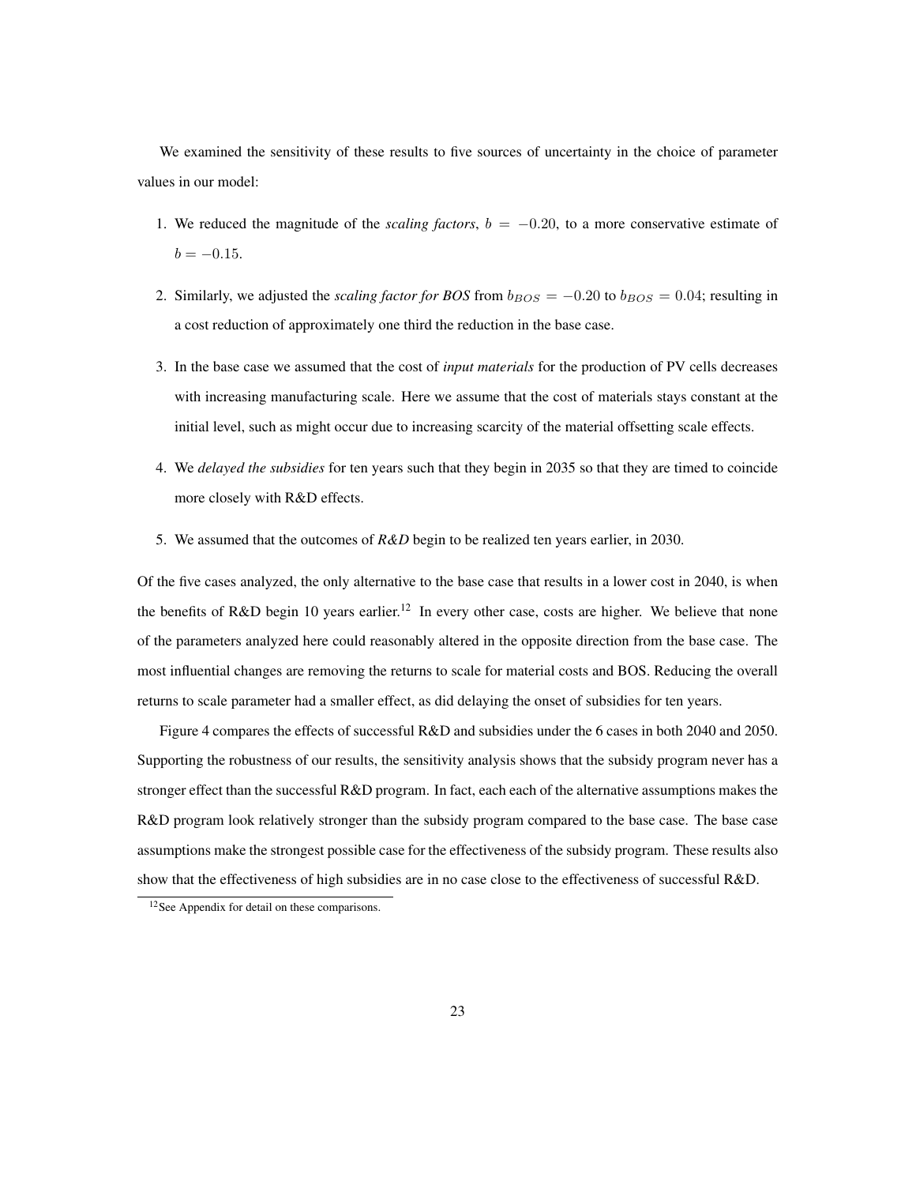We examined the sensitivity of these results to five sources of uncertainty in the choice of parameter values in our model:

1. We reduced the magnitude of the *scaling factors*, $b = -0.20$, to a more conservative estimate of $b = -0.15$.

2. Similarly, we adjusted the *scaling factor for BOS* from $b_{BOS} = -0.20$ to $b_{BOS} = 0.04$; resulting in a cost reduction of approximately one third the reduction in the base case.

3. In the base case we assumed that the cost of *input materials* for the production of PV cells decreases with increasing manufacturing scale. Here we assume that the cost of materials stays constant at the initial level, such as might occur due to increasing scarcity of the material offsetting scale effects.

4. We *delayed the subsidies* for ten years such that they begin in 2035 so that they are timed to coincide more closely with R&D effects.

5. We assumed that the outcomes of *R&D* begin to be realized ten years earlier, in 2030.

Of the five cases analyzed, the only alternative to the base case that results in a lower cost in 2040, is when the benefits of R&D begin 10 years earlier.[12] In every other case, costs are higher. We believe that none of the parameters analyzed here could reasonably altered in the opposite direction from the base case. The most influential changes are removing the returns to scale for material costs and BOS. Reducing the overall returns to scale parameter had a smaller effect, as did delaying the onset of subsidies for ten years.

Figure 4 compares the effects of successful R&D and subsidies under the 6 cases in both 2040 and 2050. Supporting the robustness of our results, the sensitivity analysis shows that the subsidy program never has a stronger effect than the successful R&D program. In fact, each each of the alternative assumptions makes the R&D program look relatively stronger than the subsidy program compared to the base case. The base case assumptions make the strongest possible case for the effectiveness of the subsidy program. These results also show that the effectiveness of high subsidies are in no case close to the effectiveness of successful R&D.

[12] See Appendix for detail on these comparisons.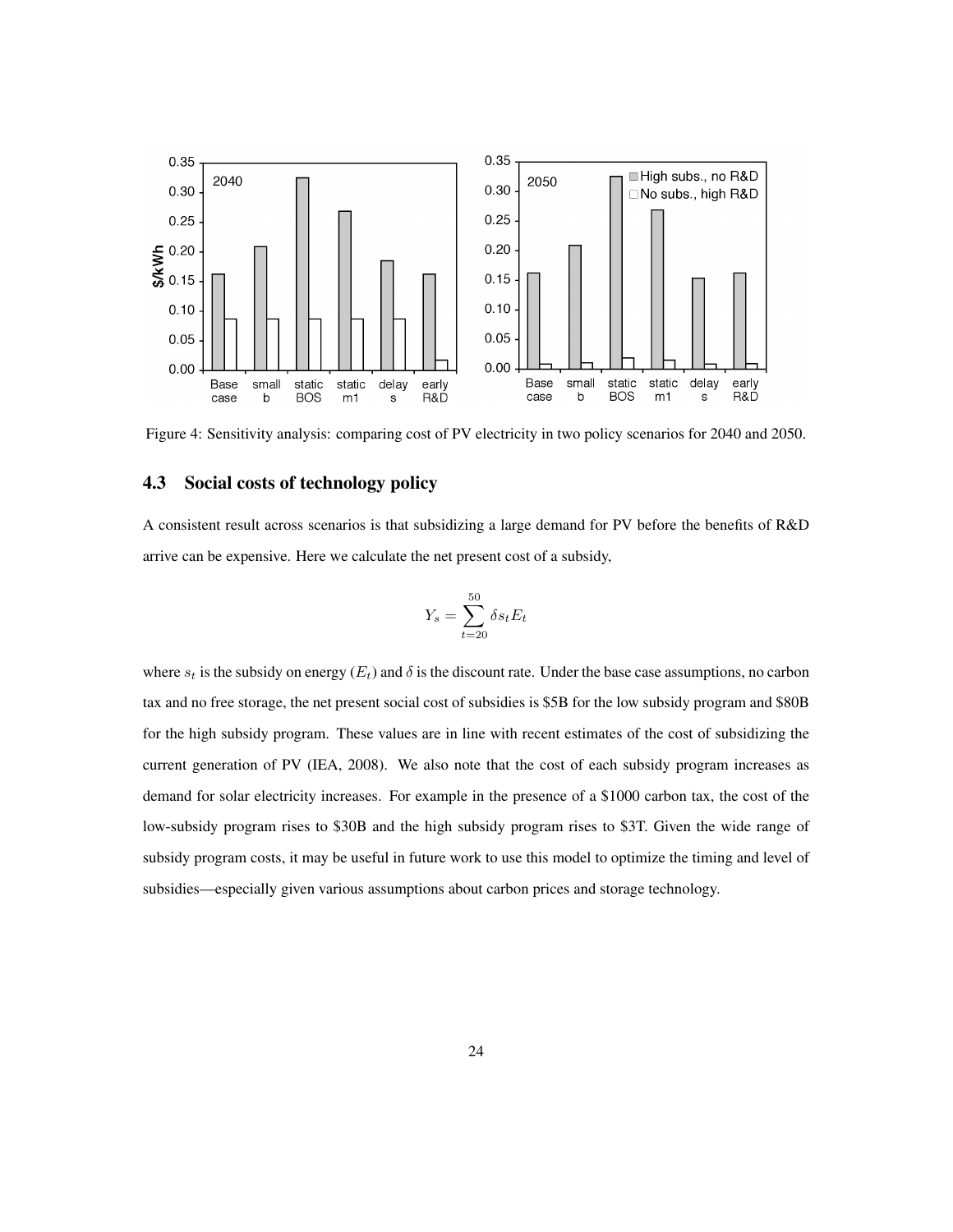Figure 4: Sensitivity analysis: comparing cost of PV electricity in two policy scenarios for 2040 and 2050.

### 4.3 Social costs of technology policy

A consistent result across scenarios is that subsidizing a large demand for PV before the benefits of R&D arrive can be expensive. Here we calculate the net present cost of a subsidy,

$$Y_s = \sum_{t=20}^{50} \delta s_t E_t$$

where $s_t$ is the subsidy on energy ($E_t$) and $\delta$ is the discount rate. Under the base case assumptions, no carbon tax and no free storage, the net present social cost of subsidies is $5B for the low subsidy program and $80B for the high subsidy program. These values are in line with recent estimates of the cost of subsidizing the current generation of PV (IEA, 2008). We also note that the cost of each subsidy program increases as demand for solar electricity increases. For example in the presence of a $1000 carbon tax, the cost of the low-subsidy program rises to $30B and the high subsidy program rises to $3T. Given the wide range of subsidy program costs, it may be useful in future work to use this model to optimize the timing and level of subsidies—especially given various assumptions about carbon prices and storage technology.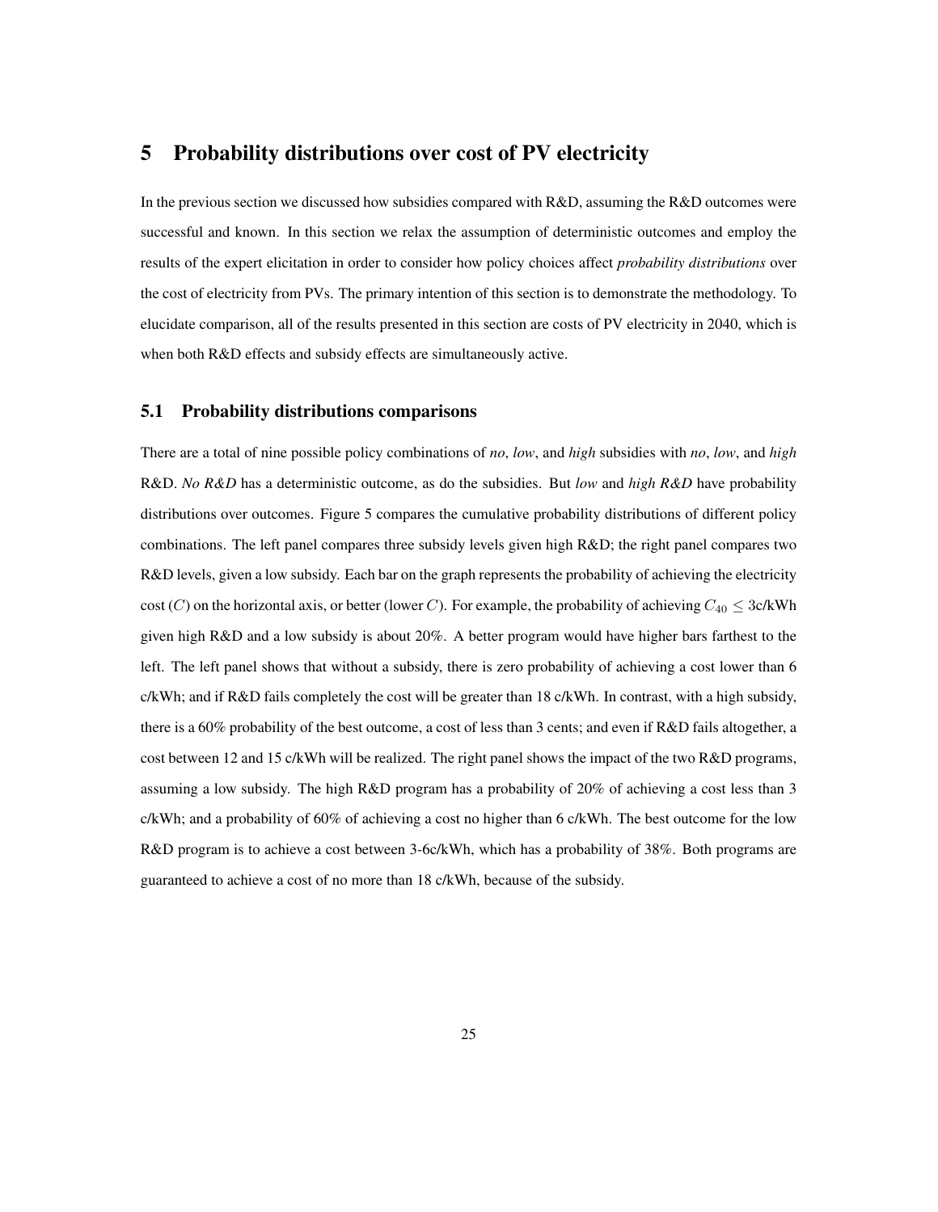# 5 Probability distributions over cost of PV electricity

In the previous section we discussed how subsidies compared with R&D, assuming the R&D outcomes were successful and known. In this section we relax the assumption of deterministic outcomes and employ the results of the expert elicitation in order to consider how policy choices affect *probability distributions* over the cost of electricity from PVs. The primary intention of this section is to demonstrate the methodology. To elucidate comparison, all of the results presented in this section are costs of PV electricity in 2040, which is when both R&D effects and subsidy effects are simultaneously active.

## 5.1 Probability distributions comparisons

There are a total of nine possible policy combinations of *no*, *low*, and *high* subsidies with *no*, *low*, and *high* R&D. *No R&D* has a deterministic outcome, as do the subsidies. But *low* and *high R&D* have probability distributions over outcomes. Figure 5 compares the cumulative probability distributions of different policy combinations. The left panel compares three subsidy levels given high R&D; the right panel compares two R&D levels, given a low subsidy. Each bar on the graph represents the probability of achieving the electricity cost ($C$) on the horizontal axis, or better (lower $C$). For example, the probability of achieving $C_{40} \leq 3$c/kWh given high R&D and a low subsidy is about 20%. A better program would have higher bars farthest to the left. The left panel shows that without a subsidy, there is zero probability of achieving a cost lower than 6 c/kWh; and if R&D fails completely the cost will be greater than 18 c/kWh. In contrast, with a high subsidy, there is a 60% probability of the best outcome, a cost of less than 3 cents; and even if R&D fails altogether, a cost between 12 and 15 c/kWh will be realized. The right panel shows the impact of the two R&D programs, assuming a low subsidy. The high R&D program has a probability of 20% of achieving a cost less than 3 c/kWh; and a probability of 60% of achieving a cost no higher than 6 c/kWh. The best outcome for the low R&D program is to achieve a cost between 3-6c/kWh, which has a probability of 38%. Both programs are guaranteed to achieve a cost of no more than 18 c/kWh, because of the subsidy.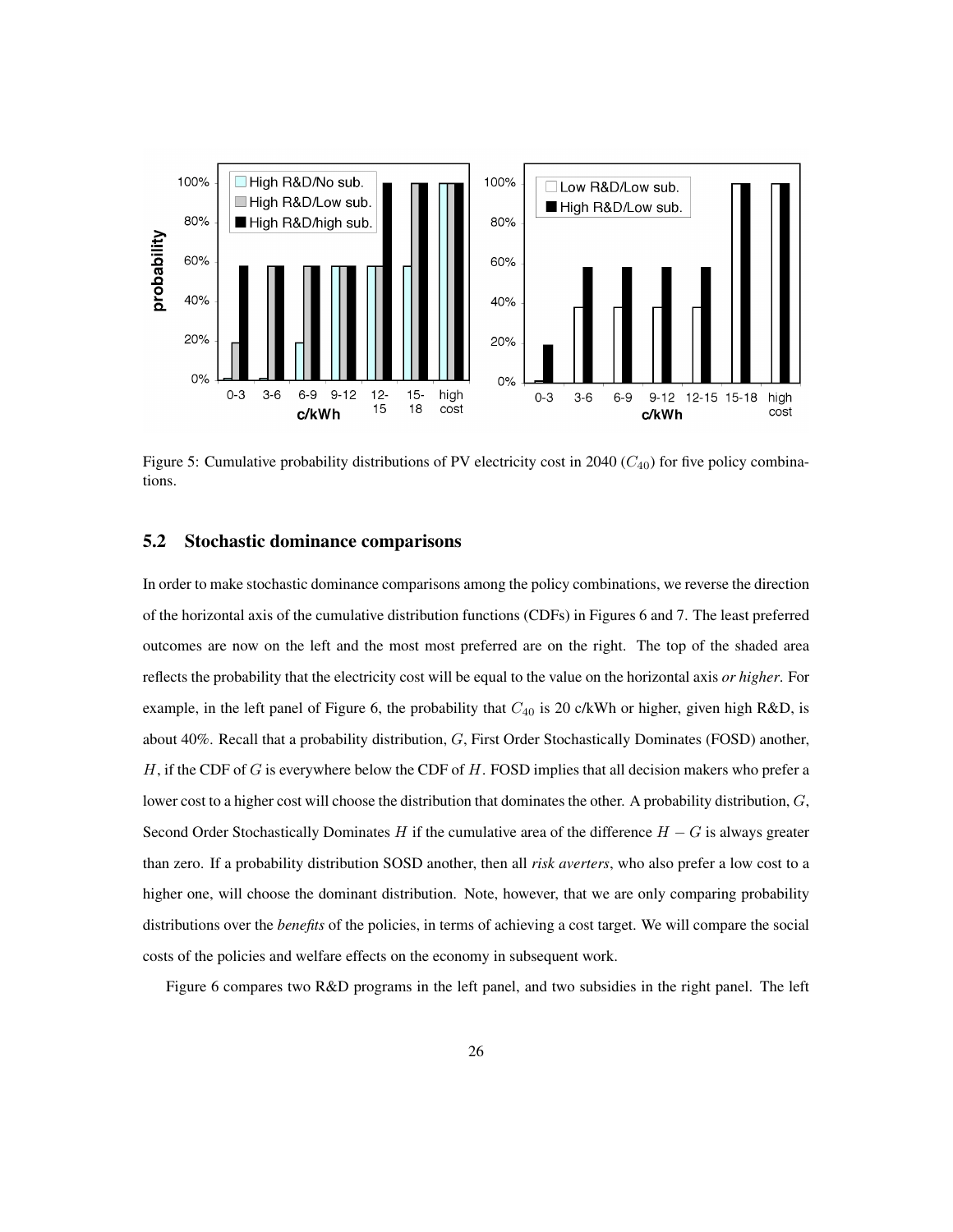Figure 5: Cumulative probability distributions of PV electricity cost in 2040 ($C_{40}$) for five policy combinations.

## 5.2 Stochastic dominance comparisons

In order to make stochastic dominance comparisons among the policy combinations, we reverse the direction of the horizontal axis of the cumulative distribution functions (CDFs) in Figures 6 and 7. The least preferred outcomes are now on the left and the most most preferred are on the right. The top of the shaded area reflects the probability that the electricity cost will be equal to the value on the horizontal axis *or higher*. For example, in the left panel of Figure 6, the probability that $C_{40}$ is 20 c/kWh or higher, given high R&D, is about 40%. Recall that a probability distribution, $G$, First Order Stochastically Dominates (FOSD) another, $H$, if the CDF of $G$ is everywhere below the CDF of $H$. FOSD implies that all decision makers who prefer a lower cost to a higher cost will choose the distribution that dominates the other. A probability distribution, $G$, Second Order Stochastically Dominates $H$ if the cumulative area of the difference $H - G$ is always greater than zero. If a probability distribution SOSD another, then all *risk averters*, who also prefer a low cost to a higher one, will choose the dominant distribution. Note, however, that we are only comparing probability distributions over the *benefits* of the policies, in terms of achieving a cost target. We will compare the social costs of the policies and welfare effects on the economy in subsequent work.

Figure 6 compares two R&D programs in the left panel, and two subsidies in the right panel. The left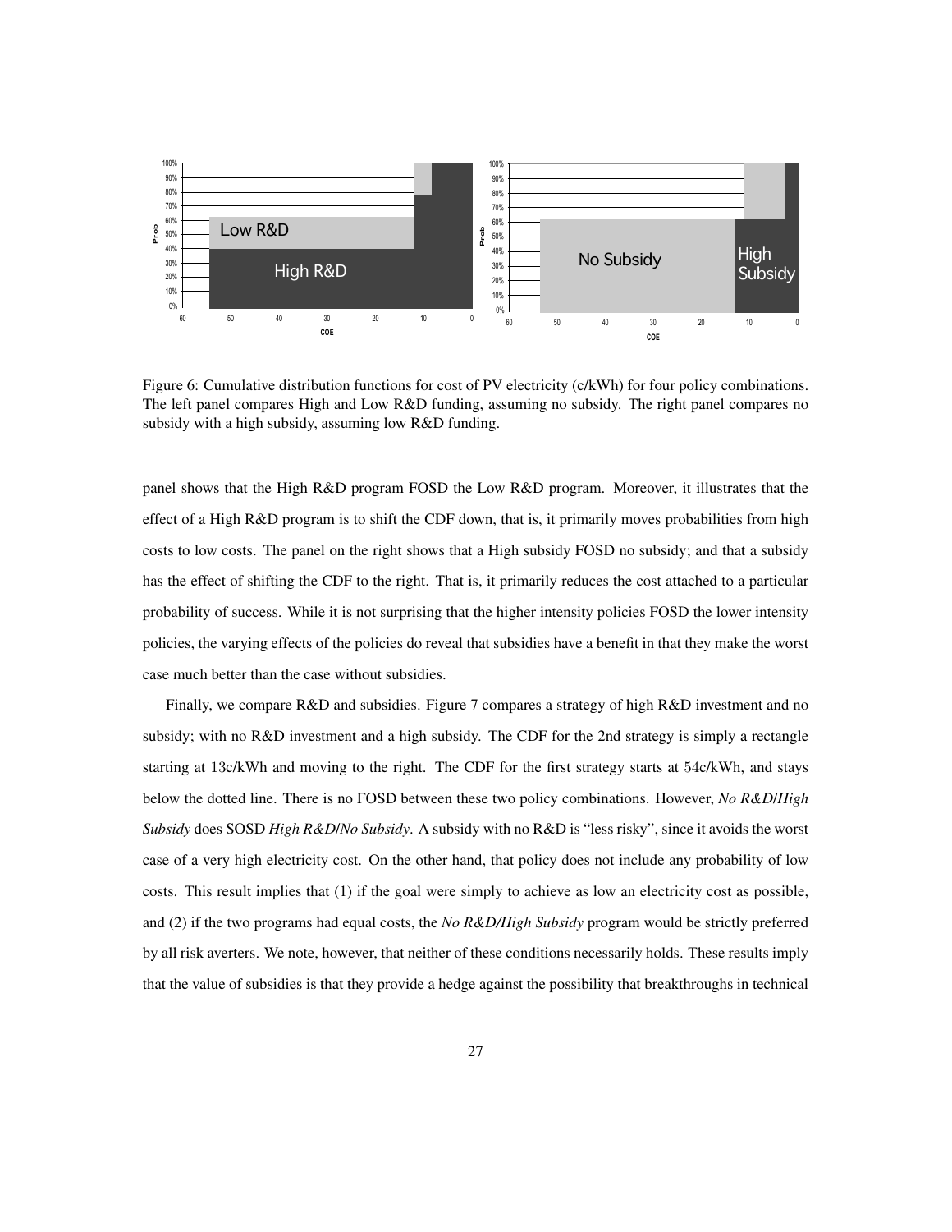Figure 6: Cumulative distribution functions for cost of PV electricity (c/kWh) for four policy combinations. The left panel compares High and Low R&D funding, assuming no subsidy. The right panel compares no subsidy with a high subsidy, assuming low R&D funding.

panel shows that the High R&D program FOSD the Low R&D program. Moreover, it illustrates that the effect of a High R&D program is to shift the CDF down, that is, it primarily moves probabilities from high costs to low costs. The panel on the right shows that a High subsidy FOSD no subsidy; and that a subsidy has the effect of shifting the CDF to the right. That is, it primarily reduces the cost attached to a particular probability of success. While it is not surprising that the higher intensity policies FOSD the lower intensity policies, the varying effects of the policies do reveal that subsidies have a benefit in that they make the worst case much better than the case without subsidies.

Finally, we compare R&D and subsidies. Figure 7 compares a strategy of high R&D investment and no subsidy; with no R&D investment and a high subsidy. The CDF for the 2nd strategy is simply a rectangle starting at 13c/kWh and moving to the right. The CDF for the first strategy starts at 54c/kWh, and stays below the dotted line. There is no FOSD between these two policy combinations. However, *No R&D/High Subsidy* does SOSD *High R&D/No Subsidy*. A subsidy with no R&D is "less risky", since it avoids the worst case of a very high electricity cost. On the other hand, that policy does not include any probability of low costs. This result implies that (1) if the goal were simply to achieve as low an electricity cost as possible, and (2) if the two programs had equal costs, the *No R&D/High Subsidy* program would be strictly preferred by all risk averters. We note, however, that neither of these conditions necessarily holds. These results imply that the value of subsidies is that they provide a hedge against the possibility that breakthroughs in technical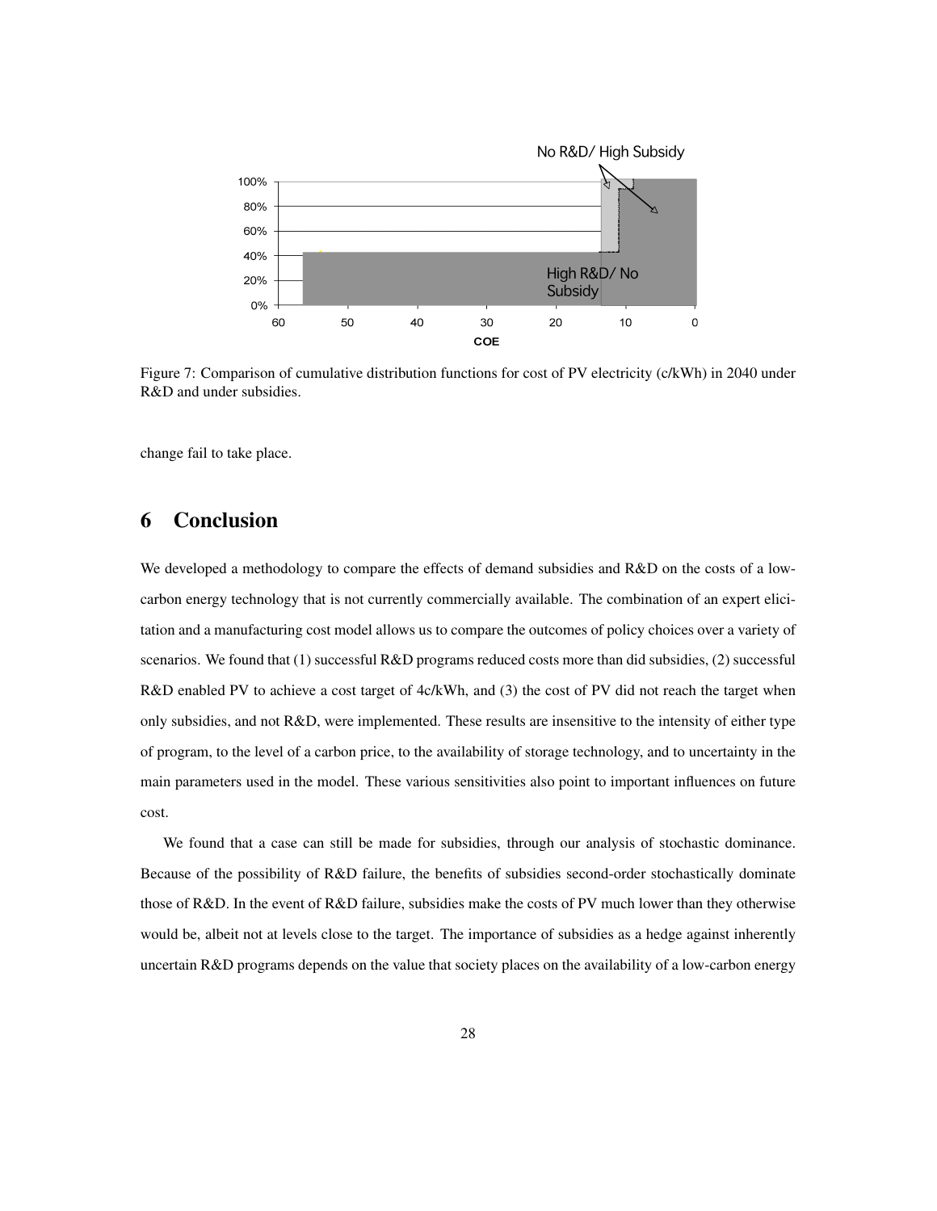Figure 7: Comparison of cumulative distribution functions for cost of PV electricity (c/kWh) in 2040 under R&D and under subsidies.

change fail to take place.

# 6 Conclusion

We developed a methodology to compare the effects of demand subsidies and R&D on the costs of a low-carbon energy technology that is not currently commercially available. The combination of an expert elicitation and a manufacturing cost model allows us to compare the outcomes of policy choices over a variety of scenarios. We found that (1) successful R&D programs reduced costs more than did subsidies, (2) successful R&D enabled PV to achieve a cost target of 4c/kWh, and (3) the cost of PV did not reach the target when only subsidies, and not R&D, were implemented. These results are insensitive to the intensity of either type of program, to the level of a carbon price, to the availability of storage technology, and to uncertainty in the main parameters used in the model. These various sensitivities also point to important influences on future cost.

We found that a case can still be made for subsidies, through our analysis of stochastic dominance. Because of the possibility of R&D failure, the benefits of subsidies second-order stochastically dominate those of R&D. In the event of R&D failure, subsidies make the costs of PV much lower than they otherwise would be, albeit not at levels close to the target. The importance of subsidies as a hedge against inherently uncertain R&D programs depends on the value that society places on the availability of a low-carbon energy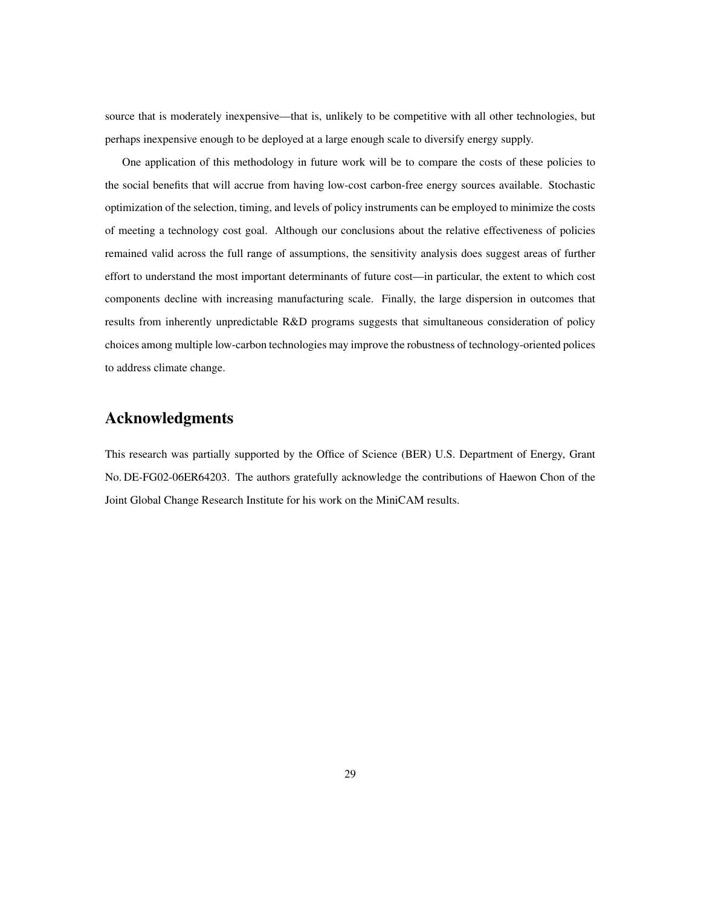source that is moderately inexpensive—that is, unlikely to be competitive with all other technologies, but perhaps inexpensive enough to be deployed at a large enough scale to diversify energy supply.

One application of this methodology in future work will be to compare the costs of these policies to the social benefits that will accrue from having low-cost carbon-free energy sources available. Stochastic optimization of the selection, timing, and levels of policy instruments can be employed to minimize the costs of meeting a technology cost goal. Although our conclusions about the relative effectiveness of policies remained valid across the full range of assumptions, the sensitivity analysis does suggest areas of further effort to understand the most important determinants of future cost—in particular, the extent to which cost components decline with increasing manufacturing scale. Finally, the large dispersion in outcomes that results from inherently unpredictable R&D programs suggests that simultaneous consideration of policy choices among multiple low-carbon technologies may improve the robustness of technology-oriented polices to address climate change.

## Acknowledgments

This research was partially supported by the Office of Science (BER) U.S. Department of Energy, Grant No. DE-FG02-06ER64203. The authors gratefully acknowledge the contributions of Haewon Chon of the Joint Global Change Research Institute for his work on the MiniCAM results.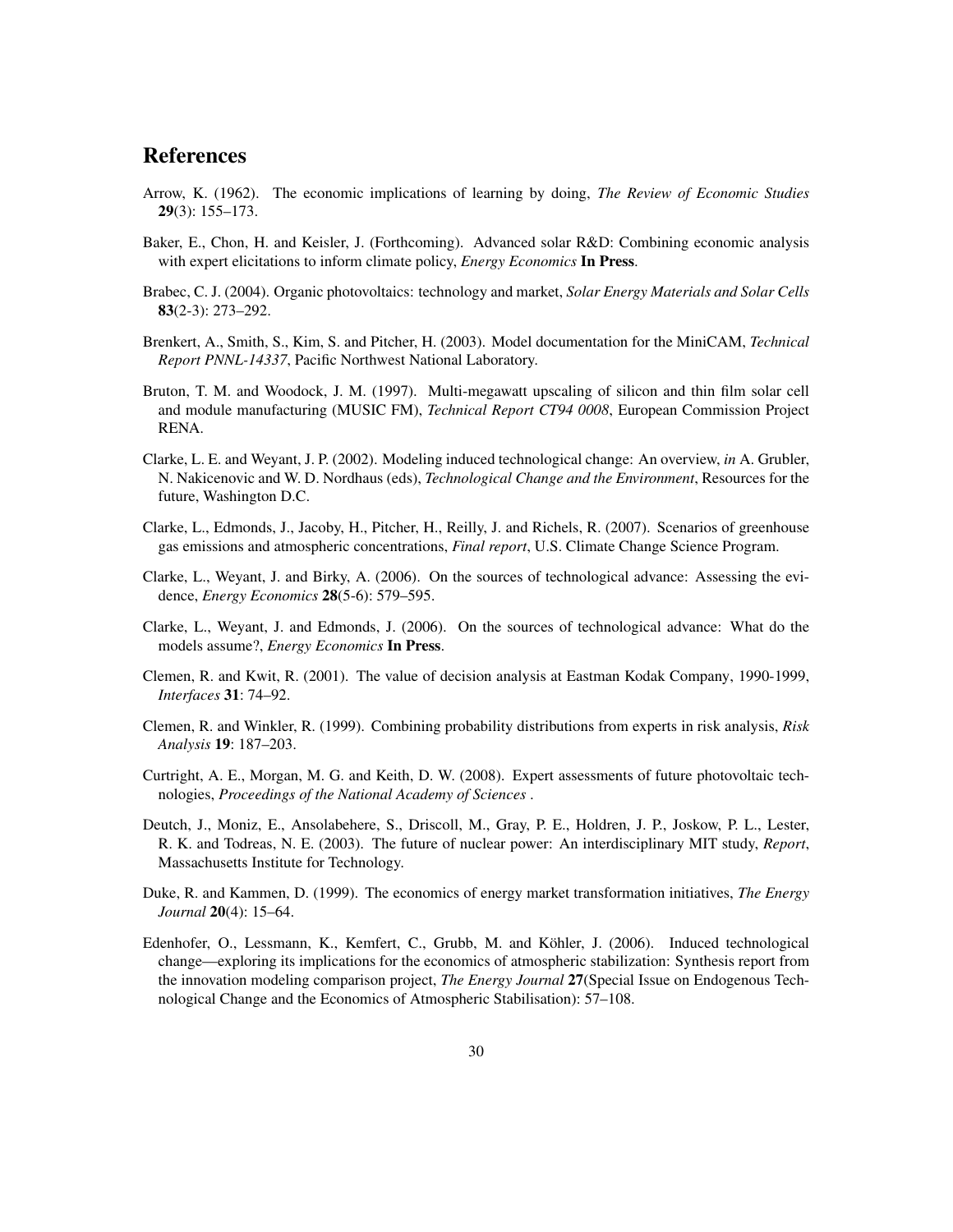# References

Arrow, K. (1962). The economic implications of learning by doing, *The Review of Economic Studies* **29**(3): 155–173.

Baker, E., Chon, H. and Keisler, J. (Forthcoming). Advanced solar R&D: Combining economic analysis with expert elicitations to inform climate policy, *Energy Economics* **In Press**.

Brabec, C. J. (2004). Organic photovoltaics: technology and market, *Solar Energy Materials and Solar Cells* **83**(2-3): 273–292.

Brenkert, A., Smith, S., Kim, S. and Pitcher, H. (2003). Model documentation for the MiniCAM, *Technical Report PNNL-14337*, Pacific Northwest National Laboratory.

Bruton, T. M. and Woodock, J. M. (1997). Multi-megawatt upscaling of silicon and thin film solar cell and module manufacturing (MUSIC FM), *Technical Report CT94 0008*, European Commission Project RENA.

Clarke, L. E. and Weyant, J. P. (2002). Modeling induced technological change: An overview, *in* A. Grubler, N. Nakicenovic and W. D. Nordhaus (eds), *Technological Change and the Environment*, Resources for the future, Washington D.C.

Clarke, L., Edmonds, J., Jacoby, H., Pitcher, H., Reilly, J. and Richels, R. (2007). Scenarios of greenhouse gas emissions and atmospheric concentrations, *Final report*, U.S. Climate Change Science Program.

Clarke, L., Weyant, J. and Birky, A. (2006). On the sources of technological advance: Assessing the evidence, *Energy Economics* **28**(5-6): 579–595.

Clarke, L., Weyant, J. and Edmonds, J. (2006). On the sources of technological advance: What do the models assume?, *Energy Economics* **In Press**.

Clemen, R. and Kwit, R. (2001). The value of decision analysis at Eastman Kodak Company, 1990-1999, *Interfaces* **31**: 74–92.

Clemen, R. and Winkler, R. (1999). Combining probability distributions from experts in risk analysis, *Risk Analysis* **19**: 187–203.

Curtright, A. E., Morgan, M. G. and Keith, D. W. (2008). Expert assessments of future photovoltaic technologies, *Proceedings of the National Academy of Sciences* .

Deutch, J., Moniz, E., Ansolabehere, S., Driscoll, M., Gray, P. E., Holdren, J. P., Joskow, P. L., Lester, R. K. and Todreas, N. E. (2003). The future of nuclear power: An interdisciplinary MIT study, *Report*, Massachusetts Institute for Technology.

Duke, R. and Kammen, D. (1999). The economics of energy market transformation initiatives, *The Energy Journal* **20**(4): 15–64.

Edenhofer, O., Lessmann, K., Kemfert, C., Grubb, M. and Köhler, J. (2006). Induced technological change—exploring its implications for the economics of atmospheric stabilization: Synthesis report from the innovation modeling comparison project, *The Energy Journal* **27**(Special Issue on Endogenous Technological Change and the Economics of Atmospheric Stabilisation): 57–108.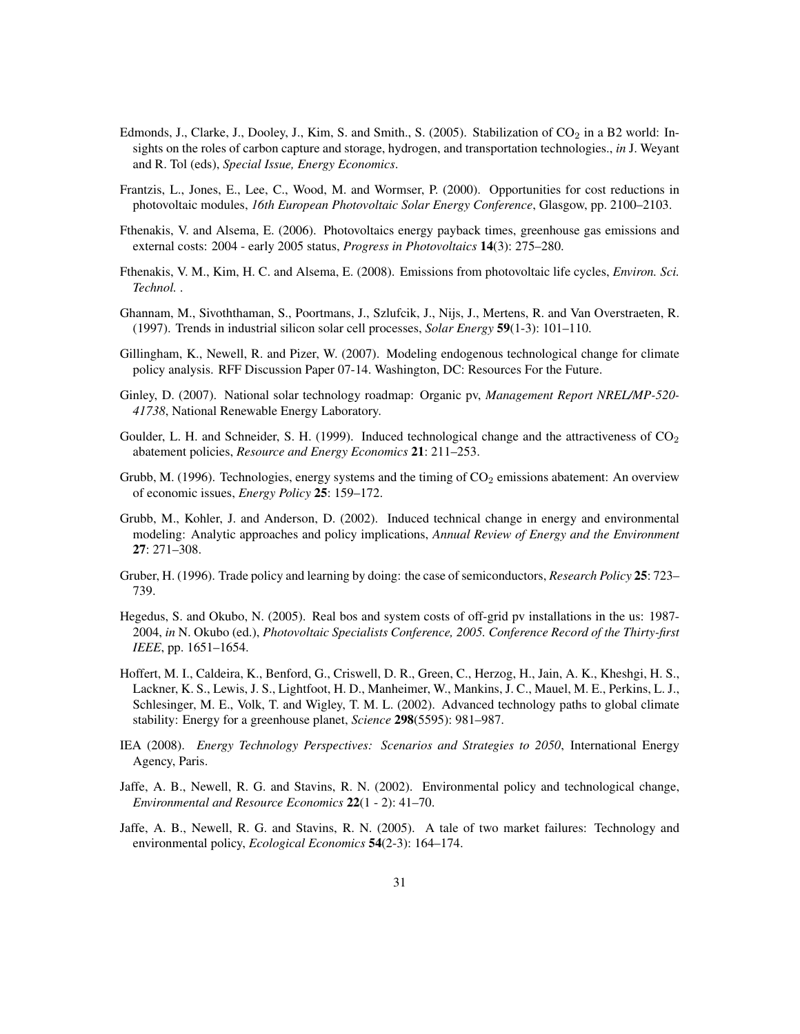Edmonds, J., Clarke, J., Dooley, J., Kim, S. and Smith., S. (2005). Stabilization of $CO_2$ in a B2 world: Insights on the roles of carbon capture and storage, hydrogen, and transportation technologies., *in* J. Weyant and R. Tol (eds), *Special Issue, Energy Economics*.

Frantzis, L., Jones, E., Lee, C., Wood, M. and Wormser, P. (2000). Opportunities for cost reductions in photovoltaic modules, *16th European Photovoltaic Solar Energy Conference*, Glasgow, pp. 2100–2103.

Fthenakis, V. and Alsema, E. (2006). Photovoltaics energy payback times, greenhouse gas emissions and external costs: 2004 - early 2005 status, *Progress in Photovoltaics* **14**(3): 275–280.

Fthenakis, V. M., Kim, H. C. and Alsema, E. (2008). Emissions from photovoltaic life cycles, *Environ. Sci. Technol.* .

Ghannam, M., Sivoththaman, S., Poortmans, J., Szlufcik, J., Nijs, J., Mertens, R. and Van Overstraeten, R. (1997). Trends in industrial silicon solar cell processes, *Solar Energy* **59**(1-3): 101–110.

Gillingham, K., Newell, R. and Pizer, W. (2007). Modeling endogenous technological change for climate policy analysis. RFF Discussion Paper 07-14. Washington, DC: Resources For the Future.

Ginley, D. (2007). National solar technology roadmap: Organic pv, *Management Report NREL/MP-520-41738*, National Renewable Energy Laboratory.

Goulder, L. H. and Schneider, S. H. (1999). Induced technological change and the attractiveness of $CO_2$ abatement policies, *Resource and Energy Economics* **21**: 211–253.

Grubb, M. (1996). Technologies, energy systems and the timing of $CO_2$ emissions abatement: An overview of economic issues, *Energy Policy* **25**: 159–172.

Grubb, M., Kohler, J. and Anderson, D. (2002). Induced technical change in energy and environmental modeling: Analytic approaches and policy implications, *Annual Review of Energy and the Environment* **27**: 271–308.

Gruber, H. (1996). Trade policy and learning by doing: the case of semiconductors, *Research Policy* **25**: 723–739.

Hegedus, S. and Okubo, N. (2005). Real bos and system costs of off-grid pv installations in the us: 1987-2004, *in* N. Okubo (ed.), *Photovoltaic Specialists Conference, 2005. Conference Record of the Thirty-first IEEE*, pp. 1651–1654.

Hoffert, M. I., Caldeira, K., Benford, G., Criswell, D. R., Green, C., Herzog, H., Jain, A. K., Kheshgi, H. S., Lackner, K. S., Lewis, J. S., Lightfoot, H. D., Manheimer, W., Mankins, J. C., Mauel, M. E., Perkins, L. J., Schlesinger, M. E., Volk, T. and Wigley, T. M. L. (2002). Advanced technology paths to global climate stability: Energy for a greenhouse planet, *Science* **298**(5595): 981–987.

IEA (2008). *Energy Technology Perspectives: Scenarios and Strategies to 2050*, International Energy Agency, Paris.

Jaffe, A. B., Newell, R. G. and Stavins, R. N. (2002). Environmental policy and technological change, *Environmental and Resource Economics* **22**(1 - 2): 41–70.

Jaffe, A. B., Newell, R. G. and Stavins, R. N. (2005). A tale of two market failures: Technology and environmental policy, *Ecological Economics* **54**(2-3): 164–174.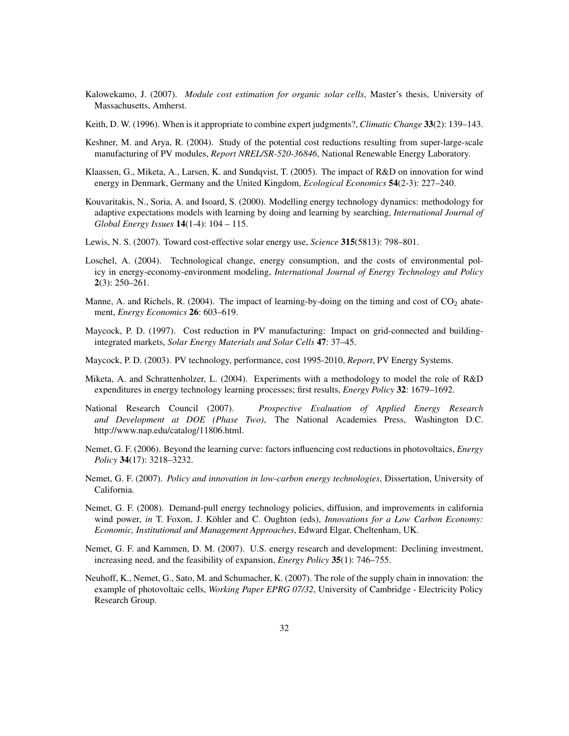Kalowekamo, J. (2007). *Module cost estimation for organic solar cells*, Master's thesis, University of Massachusetts, Amherst.

Keith, D. W. (1996). When is it appropriate to combine expert judgments?, *Climatic Change* **33**(2): 139–143.

Keshner, M. and Arya, R. (2004). Study of the potential cost reductions resulting from super-large-scale manufacturing of PV modules, *Report NREL/SR-520-36846*, National Renewable Energy Laboratory.

Klaassen, G., Miketa, A., Larsen, K. and Sundqvist, T. (2005). The impact of R&D on innovation for wind energy in Denmark, Germany and the United Kingdom, *Ecological Economics* **54**(2-3): 227–240.

Kouvaritakis, N., Soria, A. and Isoard, S. (2000). Modelling energy technology dynamics: methodology for adaptive expectations models with learning by doing and learning by searching, *International Journal of Global Energy Issues* **14**(1-4): 104 – 115.

Lewis, N. S. (2007). Toward cost-effective solar energy use, *Science* **315**(5813): 798–801.

Loschel, A. (2004). Technological change, energy consumption, and the costs of environmental policy in energy-economy-environment modeling, *International Journal of Energy Technology and Policy* **2**(3): 250–261.

Manne, A. and Richels, R. (2004). The impact of learning-by-doing on the timing and cost of $CO_2$ abatement, *Energy Economics* **26**: 603–619.

Maycock, P. D. (1997). Cost reduction in PV manufacturing: Impact on grid-connected and building-integrated markets, *Solar Energy Materials and Solar Cells* **47**: 37–45.

Maycock, P. D. (2003). PV technology, performance, cost 1995-2010, *Report*, PV Energy Systems.

Miketa, A. and Schrattenholzer, L. (2004). Experiments with a methodology to model the role of R&D expenditures in energy technology learning processes; first results, *Energy Policy* **32**: 1679–1692.

National Research Council (2007). *Prospective Evaluation of Applied Energy Research and Development at DOE (Phase Two)*, The National Academies Press, Washington D.C. http://www.nap.edu/catalog/11806.html.

Nemet, G. F. (2006). Beyond the learning curve: factors influencing cost reductions in photovoltaics, *Energy Policy* **34**(17): 3218–3232.

Nemet, G. F. (2007). *Policy and innovation in low-carbon energy technologies*, Dissertation, University of California.

Nemet, G. F. (2008). Demand-pull energy technology policies, diffusion, and improvements in california wind power, *in* T. Foxon, J. Köhler and C. Oughton (eds), *Innovations for a Low Carbon Economy: Economic, Institutional and Management Approaches*, Edward Elgar, Cheltenham, UK.

Nemet, G. F. and Kammen, D. M. (2007). U.S. energy research and development: Declining investment, increasing need, and the feasibility of expansion, *Energy Policy* **35**(1): 746–755.

Neuhoff, K., Nemet, G., Sato, M. and Schumacher, K. (2007). The role of the supply chain in innovation: the example of photovoltaic cells, *Working Paper EPRG 07/32*, University of Cambridge - Electricity Policy Research Group.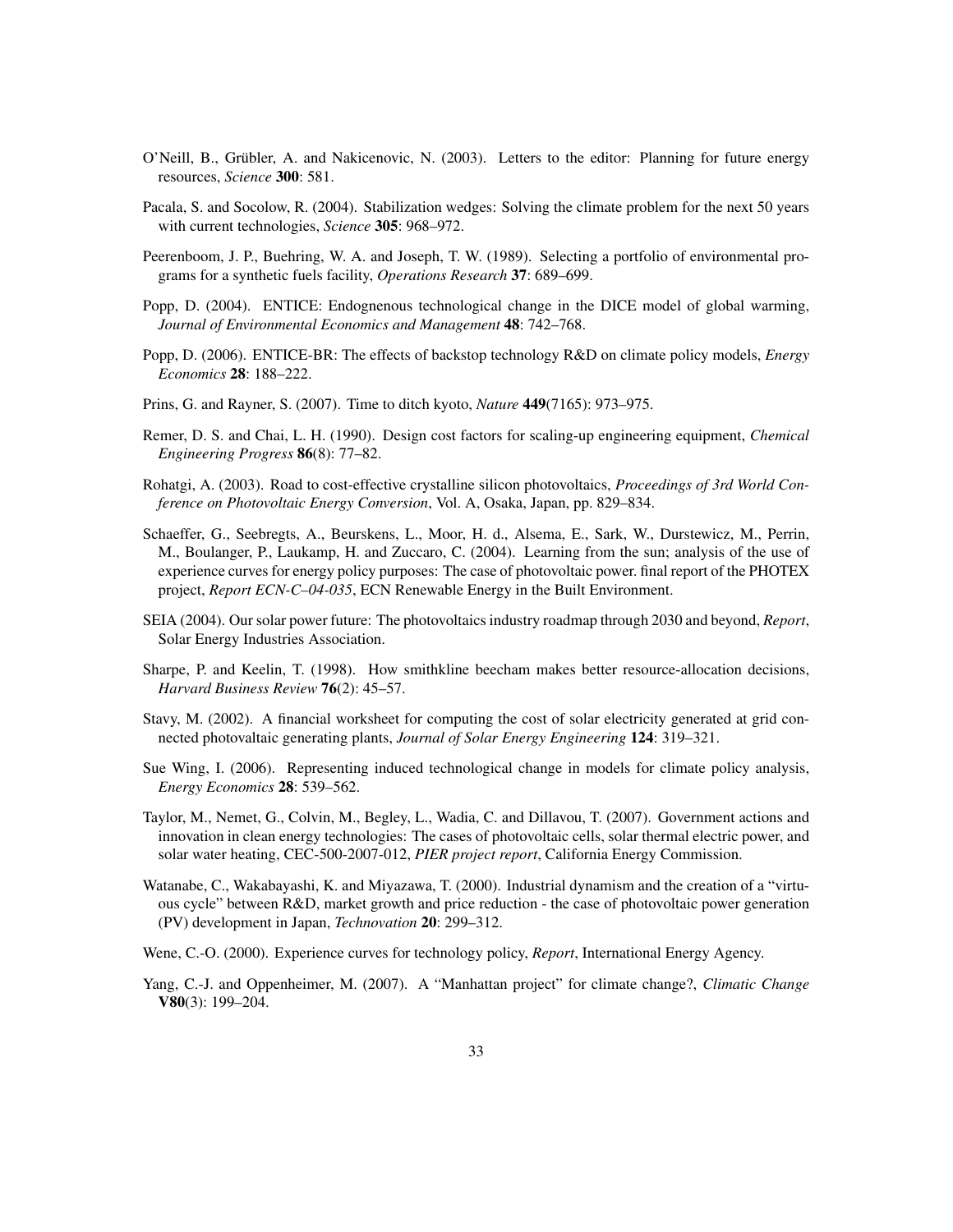O'Neill, B., Grübler, A. and Nakicenovic, N. (2003). Letters to the editor: Planning for future energy resources, *Science* **300**: 581.

Pacala, S. and Socolow, R. (2004). Stabilization wedges: Solving the climate problem for the next 50 years with current technologies, *Science* **305**: 968–972.

Peerenboom, J. P., Buehring, W. A. and Joseph, T. W. (1989). Selecting a portfolio of environmental programs for a synthetic fuels facility, *Operations Research* **37**: 689–699.

Popp, D. (2004). ENTICE: Endognenous technological change in the DICE model of global warming, *Journal of Environmental Economics and Management* **48**: 742–768.

Popp, D. (2006). ENTICE-BR: The effects of backstop technology R&D on climate policy models, *Energy Economics* **28**: 188–222.

Prins, G. and Rayner, S. (2007). Time to ditch kyoto, *Nature* **449**(7165): 973–975.

Remer, D. S. and Chai, L. H. (1990). Design cost factors for scaling-up engineering equipment, *Chemical Engineering Progress* **86**(8): 77–82.

Rohatgi, A. (2003). Road to cost-effective crystalline silicon photovoltaics, *Proceedings of 3rd World Conference on Photovoltaic Energy Conversion*, Vol. A, Osaka, Japan, pp. 829–834.

Schaeffer, G., Seebregts, A., Beurskens, L., Moor, H. d., Alsema, E., Sark, W., Durstewicz, M., Perrin, M., Boulanger, P., Laukamp, H. and Zuccaro, C. (2004). Learning from the sun; analysis of the use of experience curves for energy policy purposes: The case of photovoltaic power. final report of the PHOTEX project, *Report ECN-C–04-035*, ECN Renewable Energy in the Built Environment.

SEIA (2004). Our solar power future: The photovoltaics industry roadmap through 2030 and beyond, *Report*, Solar Energy Industries Association.

Sharpe, P. and Keelin, T. (1998). How smithkline beecham makes better resource-allocation decisions, *Harvard Business Review* **76**(2): 45–57.

Stavy, M. (2002). A financial worksheet for computing the cost of solar electricity generated at grid connected photovaltaic generating plants, *Journal of Solar Energy Engineering* **124**: 319–321.

Sue Wing, I. (2006). Representing induced technological change in models for climate policy analysis, *Energy Economics* **28**: 539–562.

Taylor, M., Nemet, G., Colvin, M., Begley, L., Wadia, C. and Dillavou, T. (2007). Government actions and innovation in clean energy technologies: The cases of photovoltaic cells, solar thermal electric power, and solar water heating, CEC-500-2007-012, *PIER project report*, California Energy Commission.

Watanabe, C., Wakabayashi, K. and Miyazawa, T. (2000). Industrial dynamism and the creation of a "virtuous cycle" between R&D, market growth and price reduction - the case of photovoltaic power generation (PV) development in Japan, *Technovation* **20**: 299–312.

Wene, C.-O. (2000). Experience curves for technology policy, *Report*, International Energy Agency.

Yang, C.-J. and Oppenheimer, M. (2007). A "Manhattan project" for climate change?, *Climatic Change* **V80**(3): 199–204.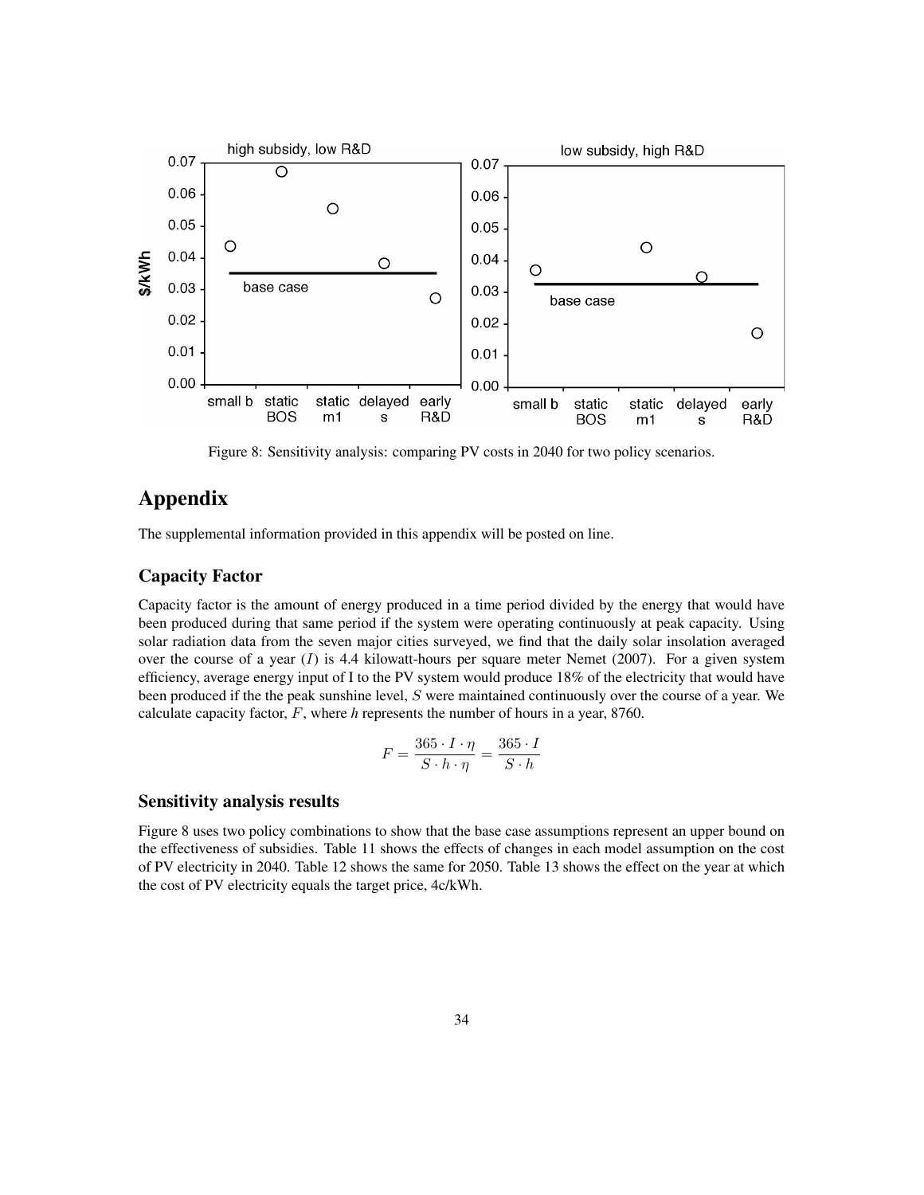Figure 8: Sensitivity analysis: comparing PV costs in 2040 for two policy scenarios.

# Appendix

The supplemental information provided in this appendix will be posted on line.

## Capacity Factor

Capacity factor is the amount of energy produced in a time period divided by the energy that would have been produced during that same period if the system were operating continuously at peak capacity. Using solar radiation data from the seven major cities surveyed, we find that the daily solar insolation averaged over the course of a year ($I$) is 4.4 kilowatt-hours per square meter Nemet (2007). For a given system efficiency, average energy input of I to the PV system would produce 18% of the electricity that would have been produced if the the peak sunshine level, $S$ were maintained continuously over the course of a year. We calculate capacity factor, $F$, where *h* represents the number of hours in a year, 8760.

$$F = \frac{365 \cdot I \cdot \eta}{S \cdot h \cdot \eta} = \frac{365 \cdot I}{S \cdot h}$$

## Sensitivity analysis results

Figure 8 uses two policy combinations to show that the base case assumptions represent an upper bound on the effectiveness of subsidies. Table 11 shows the effects of changes in each model assumption on the cost of PV electricity in 2040. Table 12 shows the same for 2050. Table 13 shows the effect on the year at which the cost of PV electricity equals the target price, 4c/kWh.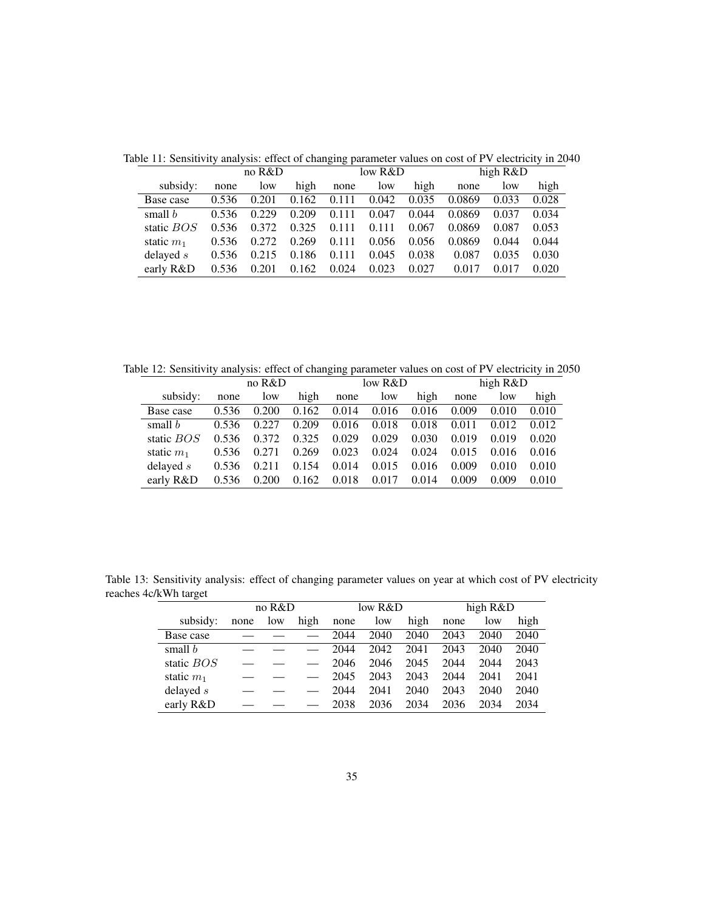Table 11: Sensitivity analysis: effect of changing parameter values on cost of PV electricity in 2040

| | no R&D | | | low R&D | | | high R&D | | |
|---|---|---|---|---|---|---|---|---|---|
| subsidy: | none | low | high | none | low | high | none | low | high |
| Base case | 0.536 | 0.201 | 0.162 | 0.111 | 0.042 | 0.035 | 0.0869 | 0.033 | 0.028 |
| small $b$ | 0.536 | 0.229 | 0.209 | 0.111 | 0.047 | 0.044 | 0.0869 | 0.037 | 0.034 |
| static $BOS$ | 0.536 | 0.372 | 0.325 | 0.111 | 0.111 | 0.067 | 0.0869 | 0.087 | 0.053 |
| static $m_1$ | 0.536 | 0.272 | 0.269 | 0.111 | 0.056 | 0.056 | 0.0869 | 0.044 | 0.044 |
| delayed $s$ | 0.536 | 0.215 | 0.186 | 0.111 | 0.045 | 0.038 | 0.087 | 0.035 | 0.030 |
| early R&D | 0.536 | 0.201 | 0.162 | 0.024 | 0.023 | 0.027 | 0.017 | 0.017 | 0.020 |

Table 12: Sensitivity analysis: effect of changing parameter values on cost of PV electricity in 2050

| | no R&D | | | low R&D | | | high R&D | | |
|---|---|---|---|---|---|---|---|---|---|
| subsidy: | none | low | high | none | low | high | none | low | high |
| Base case | 0.536 | 0.200 | 0.162 | 0.014 | 0.016 | 0.016 | 0.009 | 0.010 | 0.010 |
| small $b$ | 0.536 | 0.227 | 0.209 | 0.016 | 0.018 | 0.018 | 0.011 | 0.012 | 0.012 |
| static $BOS$ | 0.536 | 0.372 | 0.325 | 0.029 | 0.029 | 0.030 | 0.019 | 0.019 | 0.020 |
| static $m_1$ | 0.536 | 0.271 | 0.269 | 0.023 | 0.024 | 0.024 | 0.015 | 0.016 | 0.016 |
| delayed $s$ | 0.536 | 0.211 | 0.154 | 0.014 | 0.015 | 0.016 | 0.009 | 0.010 | 0.010 |
| early R&D | 0.536 | 0.200 | 0.162 | 0.018 | 0.017 | 0.014 | 0.009 | 0.009 | 0.010 |

Table 13: Sensitivity analysis: effect of changing parameter values on year at which cost of PV electricity reaches 4c/kWh target

| | no R&D | | | low R&D | | | high R&D | | |
|---|---|---|---|---|---|---|---|---|---|
| subsidy: | none | low | high | none | low | high | none | low | high |
| Base case | — | — | — | 2044 | 2040 | 2040 | 2043 | 2040 | 2040 |
| small $b$ | — | — | — | 2044 | 2042 | 2041 | 2043 | 2040 | 2040 |
| static $BOS$ | — | — | — | 2046 | 2046 | 2045 | 2044 | 2044 | 2043 |
| static $m_1$ | — | — | — | 2045 | 2043 | 2043 | 2044 | 2041 | 2041 |
| delayed $s$ | — | — | — | 2044 | 2041 | 2040 | 2043 | 2040 | 2040 |
| early R&D | — | — | — | 2038 | 2036 | 2034 | 2036 | 2034 | 2034 |